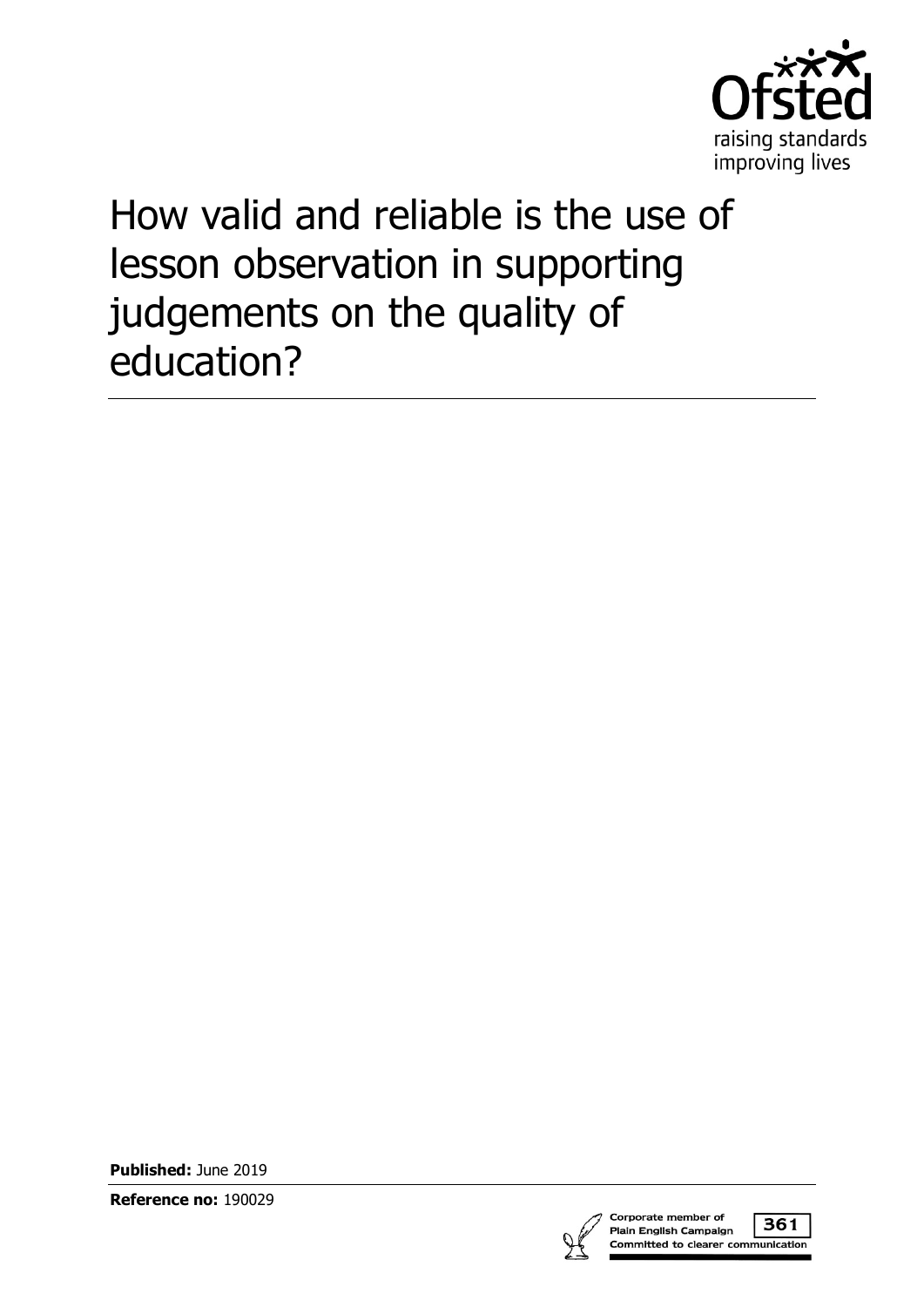Ofsted

raising standards
improving lives

# How valid and reliable is the use of lesson observation in supporting judgements on the quality of education?

**Published:** June 2019

**Reference no:** 190029

Corporate member of Plain English Campaign 361 Committed to clearer communication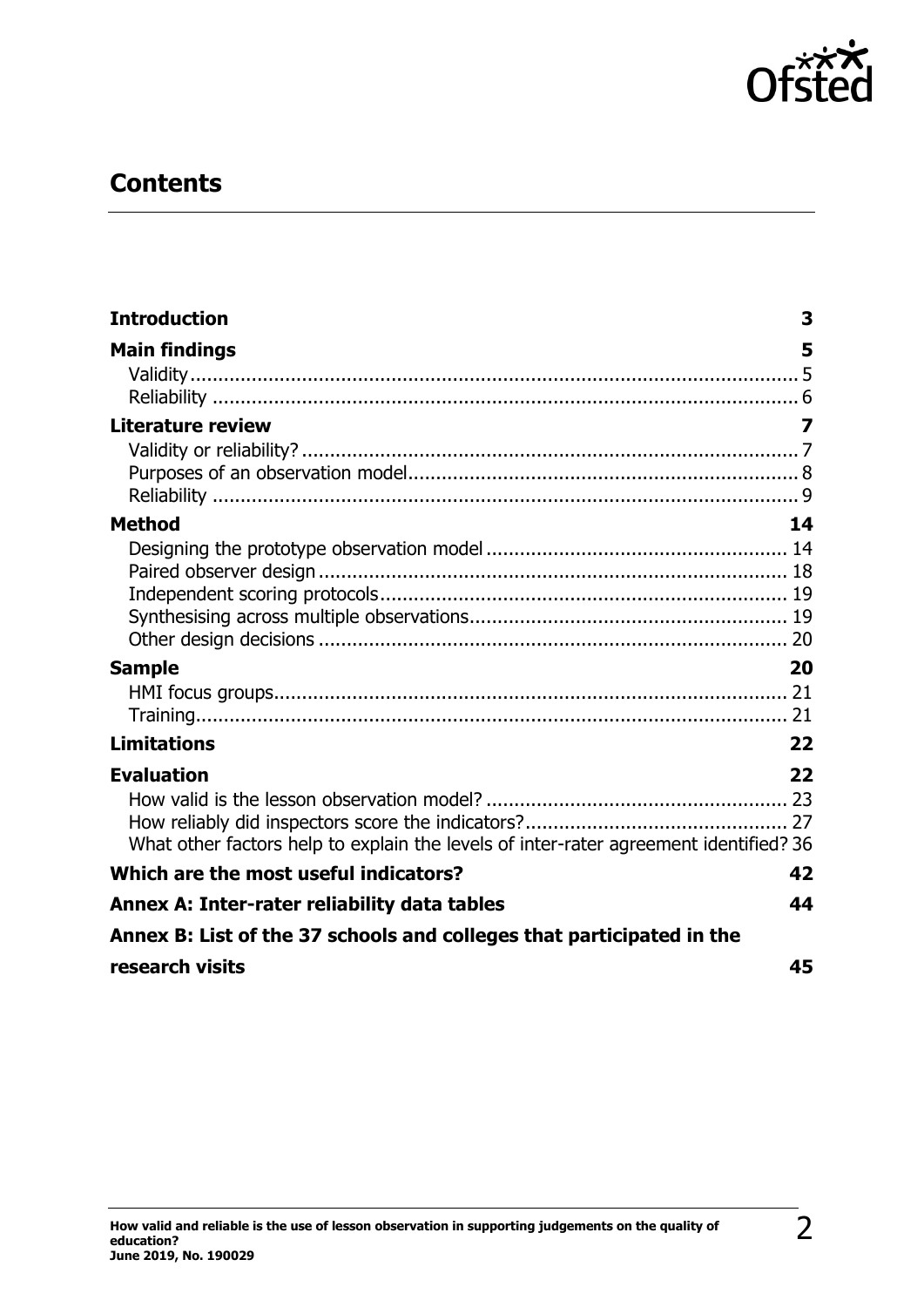## Contents

**Introduction** 3

**Main findings** 5

- Validity 5
- Reliability 6

**Literature review** 7

- Validity or reliability? 7
- Purposes of an observation model 8
- Reliability 9

**Method** 14

- Designing the prototype observation model 14
- Paired observer design 18
- Independent scoring protocols 19
- Synthesising across multiple observations 19
- Other design decisions 20

**Sample** 20

- HMI focus groups 21
- Training 21

**Limitations** 22

**Evaluation** 22

- How valid is the lesson observation model? 23
- How reliably did inspectors score the indicators? 27
- What other factors help to explain the levels of inter-rater agreement identified? 36

**Which are the most useful indicators?** 42

**Annex A: Inter-rater reliability data tables** 44

**Annex B: List of the 37 schools and colleges that participated in the research visits** 45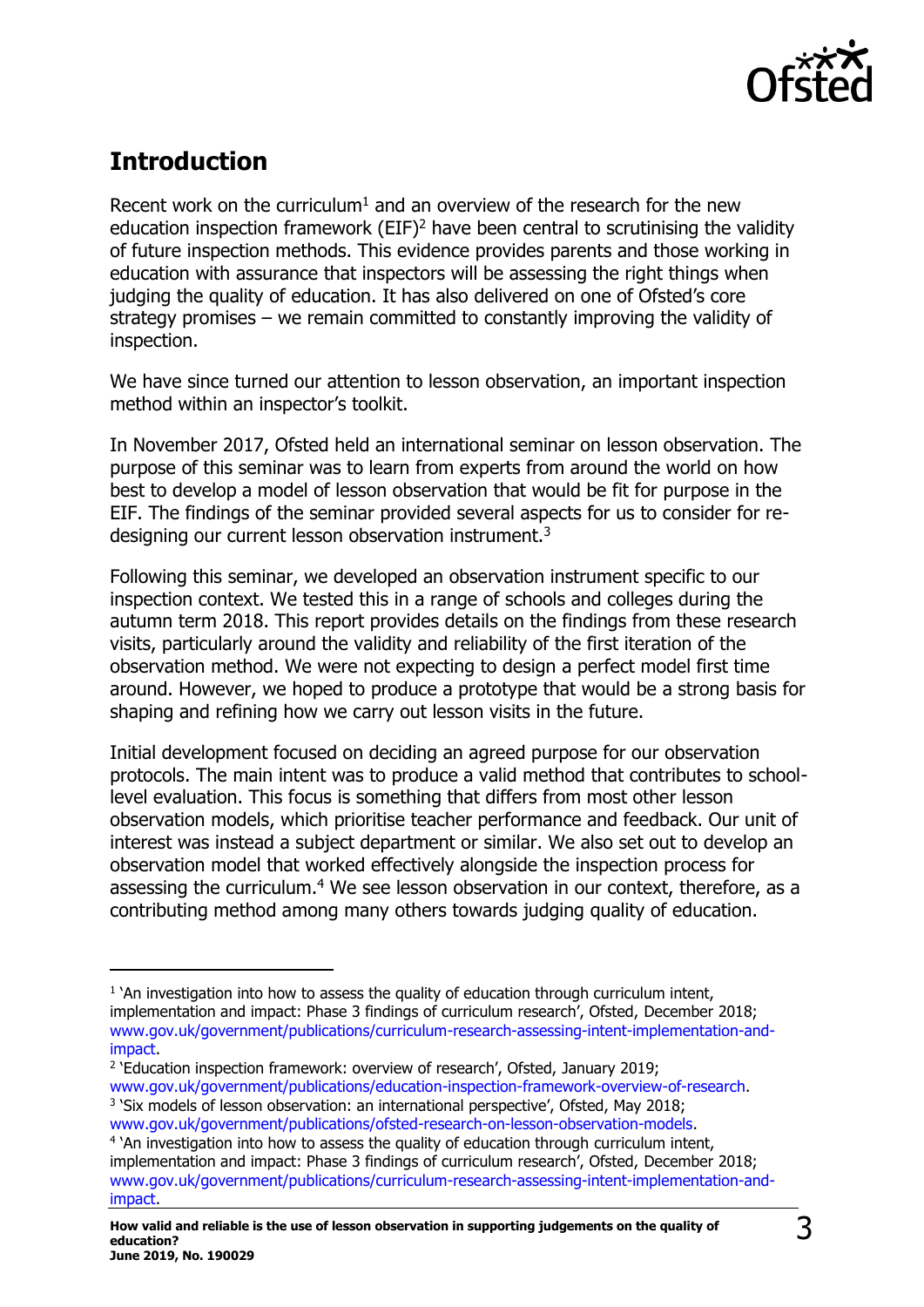## Introduction

Recent work on the curriculum[1] and an overview of the research for the new education inspection framework (EIF)[2] have been central to scrutinising the validity of future inspection methods. This evidence provides parents and those working in education with assurance that inspectors will be assessing the right things when judging the quality of education. It has also delivered on one of Ofsted's core strategy promises – we remain committed to constantly improving the validity of inspection.

We have since turned our attention to lesson observation, an important inspection method within an inspector's toolkit.

In November 2017, Ofsted held an international seminar on lesson observation. The purpose of this seminar was to learn from experts from around the world on how best to develop a model of lesson observation that would be fit for purpose in the EIF. The findings of the seminar provided several aspects for us to consider for re-designing our current lesson observation instrument.[3]

Following this seminar, we developed an observation instrument specific to our inspection context. We tested this in a range of schools and colleges during the autumn term 2018. This report provides details on the findings from these research visits, particularly around the validity and reliability of the first iteration of the observation method. We were not expecting to design a perfect model first time around. However, we hoped to produce a prototype that would be a strong basis for shaping and refining how we carry out lesson visits in the future.

Initial development focused on deciding an agreed purpose for our observation protocols. The main intent was to produce a valid method that contributes to school-level evaluation. This focus is something that differs from most other lesson observation models, which prioritise teacher performance and feedback. Our unit of interest was instead a subject department or similar. We also set out to develop an observation model that worked effectively alongside the inspection process for assessing the curriculum.[4] We see lesson observation in our context, therefore, as a contributing method among many others towards judging quality of education.

---

[1] 'An investigation into how to assess the quality of education through curriculum intent, implementation and impact: Phase 3 findings of curriculum research', Ofsted, December 2018; www.gov.uk/government/publications/curriculum-research-assessing-intent-implementation-and-impact.

[2] 'Education inspection framework: overview of research', Ofsted, January 2019; www.gov.uk/government/publications/education-inspection-framework-overview-of-research.

[3] 'Six models of lesson observation: an international perspective', Ofsted, May 2018; www.gov.uk/government/publications/ofsted-research-on-lesson-observation-models.

[4] 'An investigation into how to assess the quality of education through curriculum intent, implementation and impact: Phase 3 findings of curriculum research', Ofsted, December 2018; www.gov.uk/government/publications/curriculum-research-assessing-intent-implementation-and-impact.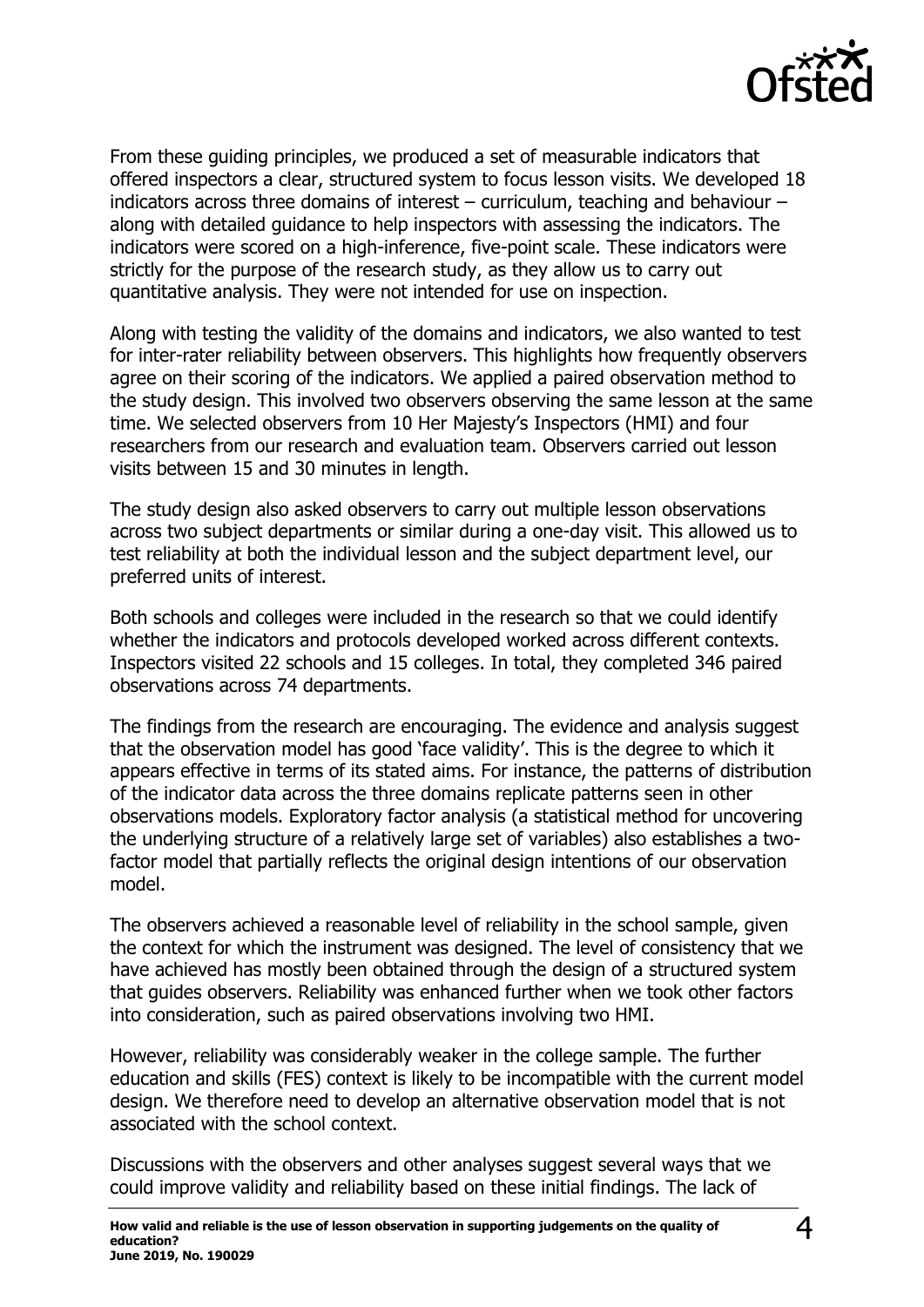From these guiding principles, we produced a set of measurable indicators that offered inspectors a clear, structured system to focus lesson visits. We developed 18 indicators across three domains of interest – curriculum, teaching and behaviour – along with detailed guidance to help inspectors with assessing the indicators. The indicators were scored on a high-inference, five-point scale. These indicators were strictly for the purpose of the research study, as they allow us to carry out quantitative analysis. They were not intended for use on inspection.

Along with testing the validity of the domains and indicators, we also wanted to test for inter-rater reliability between observers. This highlights how frequently observers agree on their scoring of the indicators. We applied a paired observation method to the study design. This involved two observers observing the same lesson at the same time. We selected observers from 10 Her Majesty's Inspectors (HMI) and four researchers from our research and evaluation team. Observers carried out lesson visits between 15 and 30 minutes in length.

The study design also asked observers to carry out multiple lesson observations across two subject departments or similar during a one-day visit. This allowed us to test reliability at both the individual lesson and the subject department level, our preferred units of interest.

Both schools and colleges were included in the research so that we could identify whether the indicators and protocols developed worked across different contexts. Inspectors visited 22 schools and 15 colleges. In total, they completed 346 paired observations across 74 departments.

The findings from the research are encouraging. The evidence and analysis suggest that the observation model has good 'face validity'. This is the degree to which it appears effective in terms of its stated aims. For instance, the patterns of distribution of the indicator data across the three domains replicate patterns seen in other observations models. Exploratory factor analysis (a statistical method for uncovering the underlying structure of a relatively large set of variables) also establishes a two-factor model that partially reflects the original design intentions of our observation model.

The observers achieved a reasonable level of reliability in the school sample, given the context for which the instrument was designed. The level of consistency that we have achieved has mostly been obtained through the design of a structured system that guides observers. Reliability was enhanced further when we took other factors into consideration, such as paired observations involving two HMI.

However, reliability was considerably weaker in the college sample. The further education and skills (FES) context is likely to be incompatible with the current model design. We therefore need to develop an alternative observation model that is not associated with the school context.

Discussions with the observers and other analyses suggest several ways that we could improve validity and reliability based on these initial findings. The lack of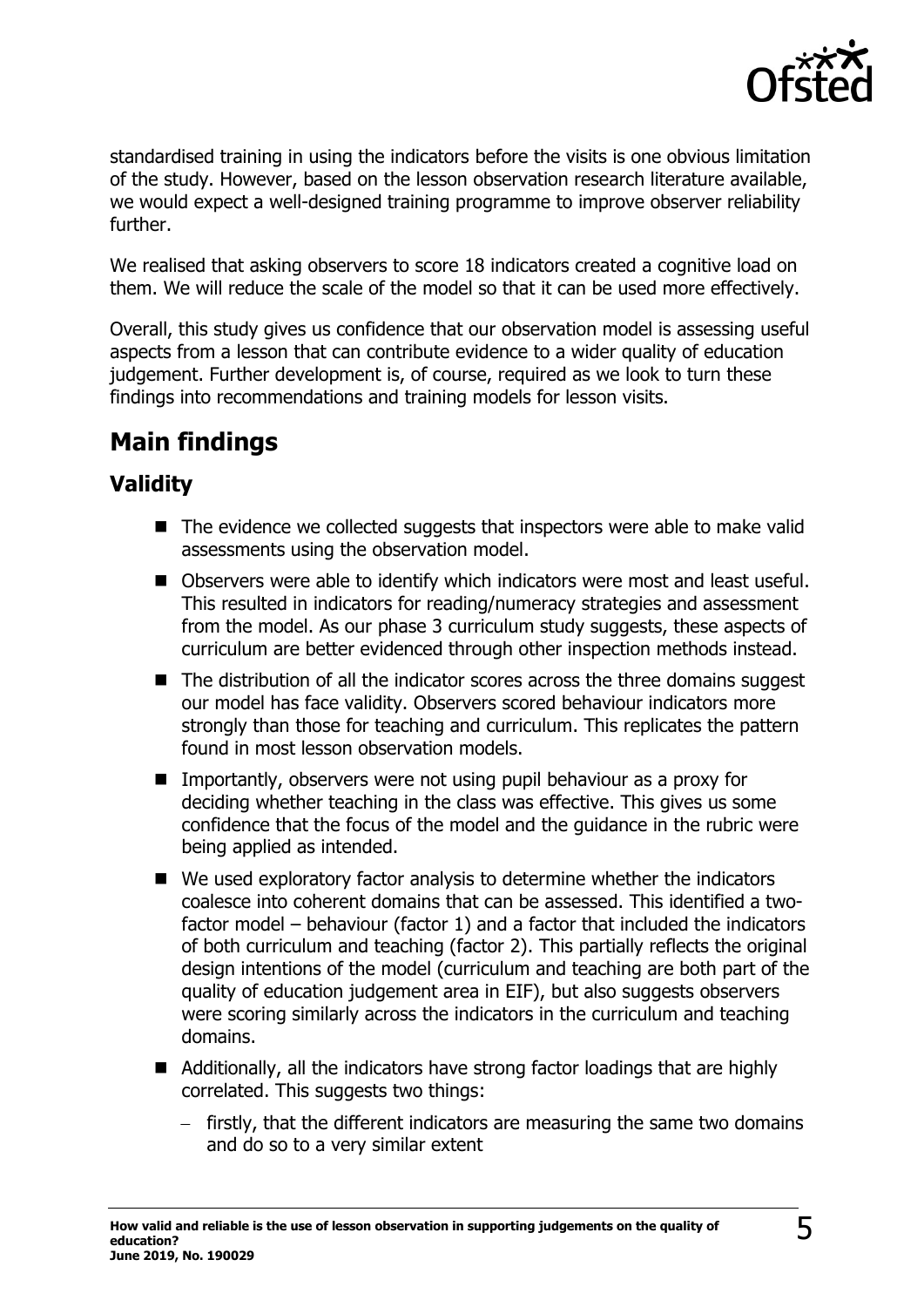standardised training in using the indicators before the visits is one obvious limitation of the study. However, based on the lesson observation research literature available, we would expect a well-designed training programme to improve observer reliability further.

We realised that asking observers to score 18 indicators created a cognitive load on them. We will reduce the scale of the model so that it can be used more effectively.

Overall, this study gives us confidence that our observation model is assessing useful aspects from a lesson that can contribute evidence to a wider quality of education judgement. Further development is, of course, required as we look to turn these findings into recommendations and training models for lesson visits.

## Main findings

### Validity

- The evidence we collected suggests that inspectors were able to make valid assessments using the observation model.
- Observers were able to identify which indicators were most and least useful. This resulted in indicators for reading/numeracy strategies and assessment from the model. As our phase 3 curriculum study suggests, these aspects of curriculum are better evidenced through other inspection methods instead.
- The distribution of all the indicator scores across the three domains suggest our model has face validity. Observers scored behaviour indicators more strongly than those for teaching and curriculum. This replicates the pattern found in most lesson observation models.
- Importantly, observers were not using pupil behaviour as a proxy for deciding whether teaching in the class was effective. This gives us some confidence that the focus of the model and the guidance in the rubric were being applied as intended.
- We used exploratory factor analysis to determine whether the indicators coalesce into coherent domains that can be assessed. This identified a two-factor model – behaviour (factor 1) and a factor that included the indicators of both curriculum and teaching (factor 2). This partially reflects the original design intentions of the model (curriculum and teaching are both part of the quality of education judgement area in EIF), but also suggests observers were scoring similarly across the indicators in the curriculum and teaching domains.
- Additionally, all the indicators have strong factor loadings that are highly correlated. This suggests two things:
  - firstly, that the different indicators are measuring the same two domains and do so to a very similar extent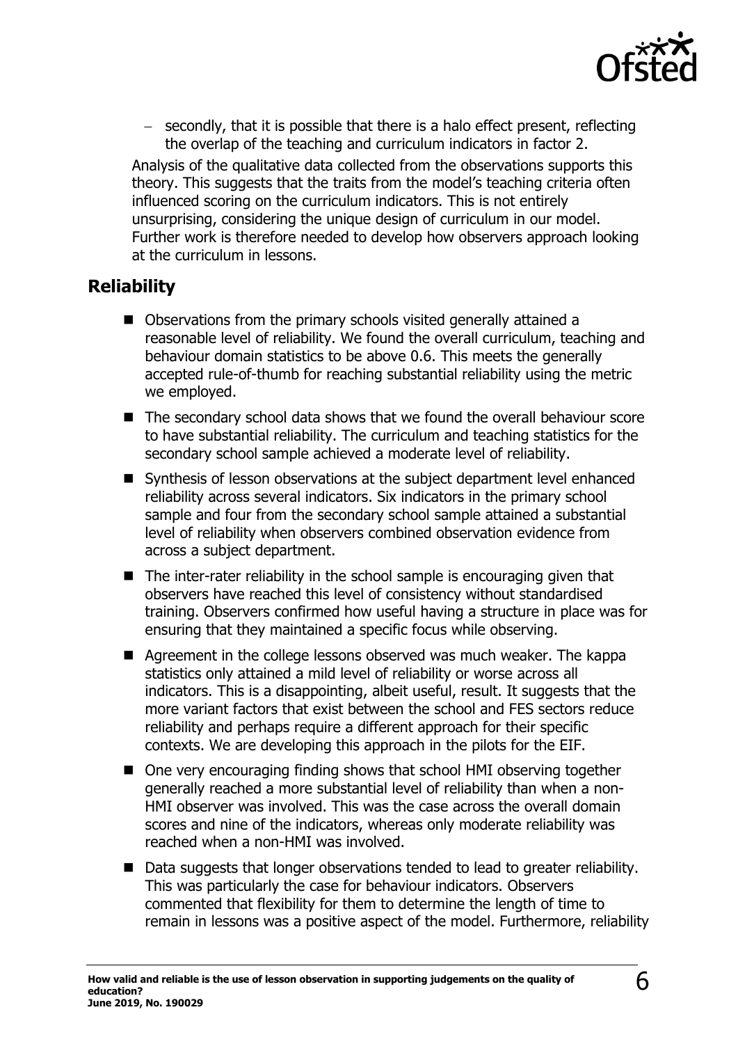- secondly, that it is possible that there is a halo effect present, reflecting the overlap of the teaching and curriculum indicators in factor 2.

Analysis of the qualitative data collected from the observations supports this theory. This suggests that the traits from the model's teaching criteria often influenced scoring on the curriculum indicators. This is not entirely unsurprising, considering the unique design of curriculum in our model. Further work is therefore needed to develop how observers approach looking at the curriculum in lessons.

## Reliability

- Observations from the primary schools visited generally attained a reasonable level of reliability. We found the overall curriculum, teaching and behaviour domain statistics to be above 0.6. This meets the generally accepted rule-of-thumb for reaching substantial reliability using the metric we employed.
- The secondary school data shows that we found the overall behaviour score to have substantial reliability. The curriculum and teaching statistics for the secondary school sample achieved a moderate level of reliability.
- Synthesis of lesson observations at the subject department level enhanced reliability across several indicators. Six indicators in the primary school sample and four from the secondary school sample attained a substantial level of reliability when observers combined observation evidence from across a subject department.
- The inter-rater reliability in the school sample is encouraging given that observers have reached this level of consistency without standardised training. Observers confirmed how useful having a structure in place was for ensuring that they maintained a specific focus while observing.
- Agreement in the college lessons observed was much weaker. The kappa statistics only attained a mild level of reliability or worse across all indicators. This is a disappointing, albeit useful, result. It suggests that the more variant factors that exist between the school and FES sectors reduce reliability and perhaps require a different approach for their specific contexts. We are developing this approach in the pilots for the EIF.
- One very encouraging finding shows that school HMI observing together generally reached a more substantial level of reliability than when a non-HMI observer was involved. This was the case across the overall domain scores and nine of the indicators, whereas only moderate reliability was reached when a non-HMI was involved.
- Data suggests that longer observations tended to lead to greater reliability. This was particularly the case for behaviour indicators. Observers commented that flexibility for them to determine the length of time to remain in lessons was a positive aspect of the model. Furthermore, reliability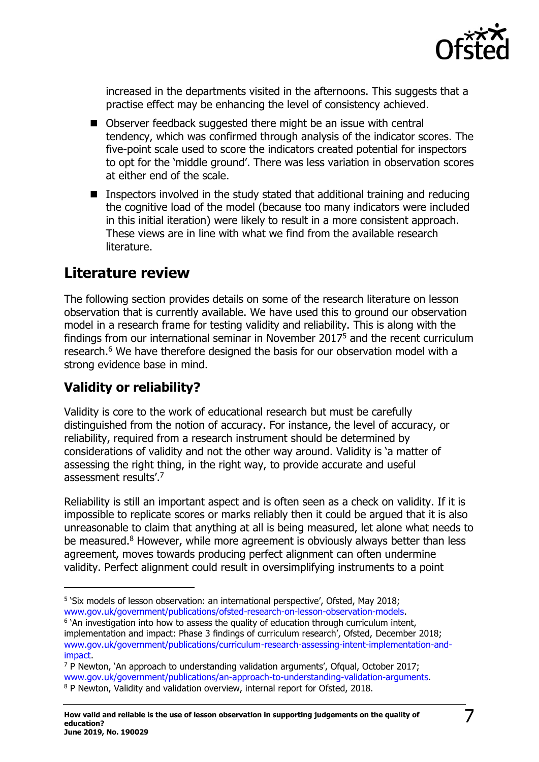increased in the departments visited in the afternoons. This suggests that a practise effect may be enhancing the level of consistency achieved.

- Observer feedback suggested there might be an issue with central tendency, which was confirmed through analysis of the indicator scores. The five-point scale used to score the indicators created potential for inspectors to opt for the 'middle ground'. There was less variation in observation scores at either end of the scale.
- Inspectors involved in the study stated that additional training and reducing the cognitive load of the model (because too many indicators were included in this initial iteration) were likely to result in a more consistent approach. These views are in line with what we find from the available research literature.

## Literature review

The following section provides details on some of the research literature on lesson observation that is currently available. We have used this to ground our observation model in a research frame for testing validity and reliability. This is along with the findings from our international seminar in November 2017[5] and the recent curriculum research.[6] We have therefore designed the basis for our observation model with a strong evidence base in mind.

### Validity or reliability?

Validity is core to the work of educational research but must be carefully distinguished from the notion of accuracy. For instance, the level of accuracy, or reliability, required from a research instrument should be determined by considerations of validity and not the other way around. Validity is 'a matter of assessing the right thing, in the right way, to provide accurate and useful assessment results'.[7]

Reliability is still an important aspect and is often seen as a check on validity. If it is impossible to replicate scores or marks reliably then it could be argued that it is also unreasonable to claim that anything at all is being measured, let alone what needs to be measured.[8] However, while more agreement is obviously always better than less agreement, moves towards producing perfect alignment can often undermine validity. Perfect alignment could result in oversimplifying instruments to a point

---

[5] 'Six models of lesson observation: an international perspective', Ofsted, May 2018; www.gov.uk/government/publications/ofsted-research-on-lesson-observation-models.

[6] 'An investigation into how to assess the quality of education through curriculum intent, implementation and impact: Phase 3 findings of curriculum research', Ofsted, December 2018; www.gov.uk/government/publications/curriculum-research-assessing-intent-implementation-and-impact.

[7] P Newton, 'An approach to understanding validation arguments', Ofqual, October 2017; www.gov.uk/government/publications/an-approach-to-understanding-validation-arguments.

[8] P Newton, Validity and validation overview, internal report for Ofsted, 2018.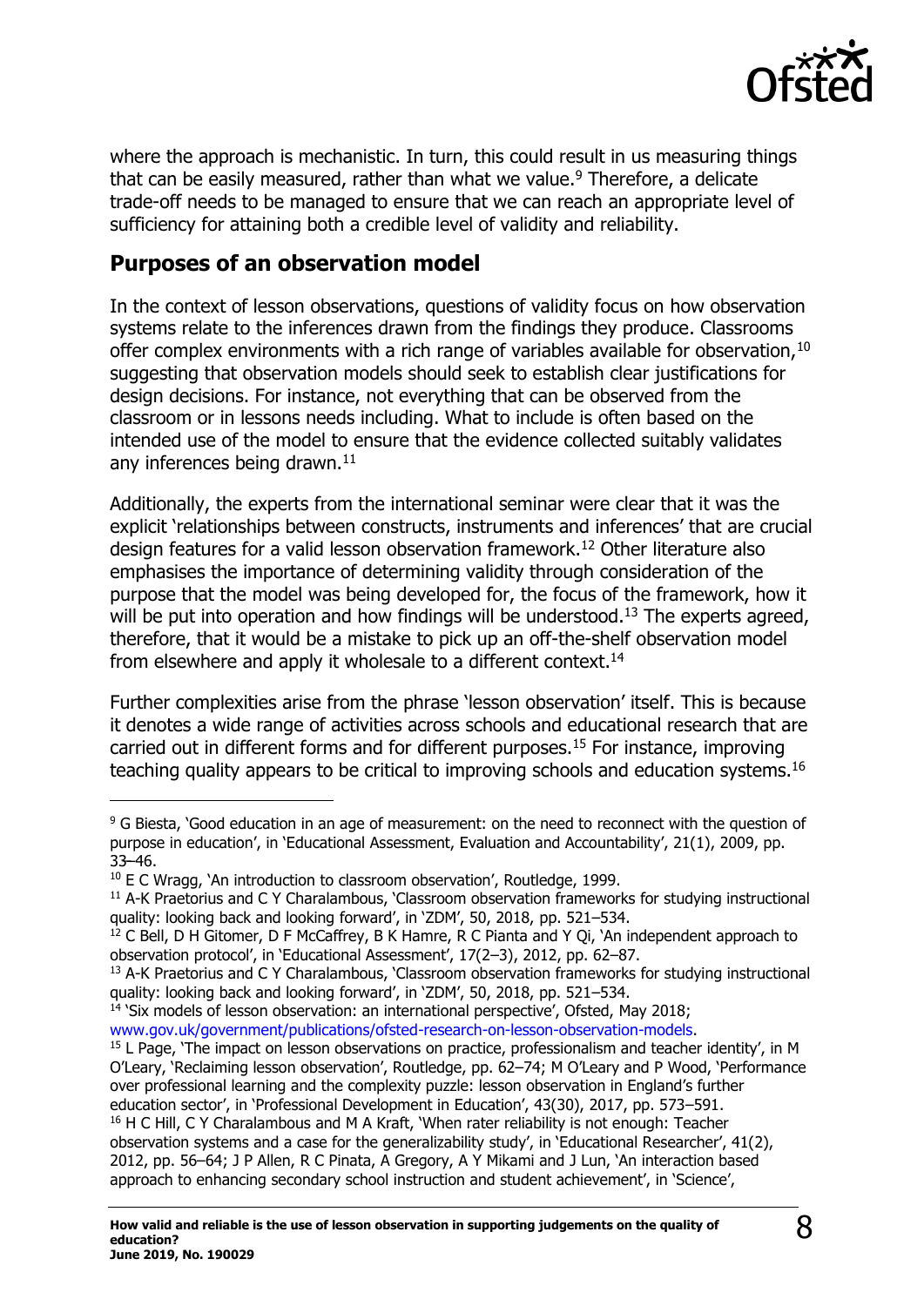where the approach is mechanistic. In turn, this could result in us measuring things that can be easily measured, rather than what we value.[9] Therefore, a delicate trade-off needs to be managed to ensure that we can reach an appropriate level of sufficiency for attaining both a credible level of validity and reliability.

## Purposes of an observation model

In the context of lesson observations, questions of validity focus on how observation systems relate to the inferences drawn from the findings they produce. Classrooms offer complex environments with a rich range of variables available for observation,[10] suggesting that observation models should seek to establish clear justifications for design decisions. For instance, not everything that can be observed from the classroom or in lessons needs including. What to include is often based on the intended use of the model to ensure that the evidence collected suitably validates any inferences being drawn.[11]

Additionally, the experts from the international seminar were clear that it was the explicit 'relationships between constructs, instruments and inferences' that are crucial design features for a valid lesson observation framework.[12] Other literature also emphasises the importance of determining validity through consideration of the purpose that the model was being developed for, the focus of the framework, how it will be put into operation and how findings will be understood.[13] The experts agreed, therefore, that it would be a mistake to pick up an off-the-shelf observation model from elsewhere and apply it wholesale to a different context.[14]

Further complexities arise from the phrase 'lesson observation' itself. This is because it denotes a wide range of activities across schools and educational research that are carried out in different forms and for different purposes.[15] For instance, improving teaching quality appears to be critical to improving schools and education systems.[16]

---

[9] G Biesta, 'Good education in an age of measurement: on the need to reconnect with the question of purpose in education', in 'Educational Assessment, Evaluation and Accountability', 21(1), 2009, pp. 33–46.

[10] E C Wragg, 'An introduction to classroom observation', Routledge, 1999.

[11] A-K Praetorius and C Y Charalambous, 'Classroom observation frameworks for studying instructional quality: looking back and looking forward', in 'ZDM', 50, 2018, pp. 521–534.

[12] C Bell, D H Gitomer, D F McCaffrey, B K Hamre, R C Pianta and Y Qi, 'An independent approach to observation protocol', in 'Educational Assessment', 17(2–3), 2012, pp. 62–87.

[13] A-K Praetorius and C Y Charalambous, 'Classroom observation frameworks for studying instructional quality: looking back and looking forward', in 'ZDM', 50, 2018, pp. 521–534.

[14] 'Six models of lesson observation: an international perspective', Ofsted, May 2018; www.gov.uk/government/publications/ofsted-research-on-lesson-observation-models.

[15] L Page, 'The impact on lesson observations on practice, professionalism and teacher identity', in M O'Leary, 'Reclaiming lesson observation', Routledge, pp. 62–74; M O'Leary and P Wood, 'Performance over professional learning and the complexity puzzle: lesson observation in England's further education sector', in 'Professional Development in Education', 43(30), 2017, pp. 573–591.

[16] H C Hill, C Y Charalambous and M A Kraft, 'When rater reliability is not enough: Teacher observation systems and a case for the generalizability study', in 'Educational Researcher', 41(2), 2012, pp. 56–64; J P Allen, R C Pinata, A Gregory, A Y Mikami and J Lun, 'An interaction based approach to enhancing secondary school instruction and student achievement', in 'Science',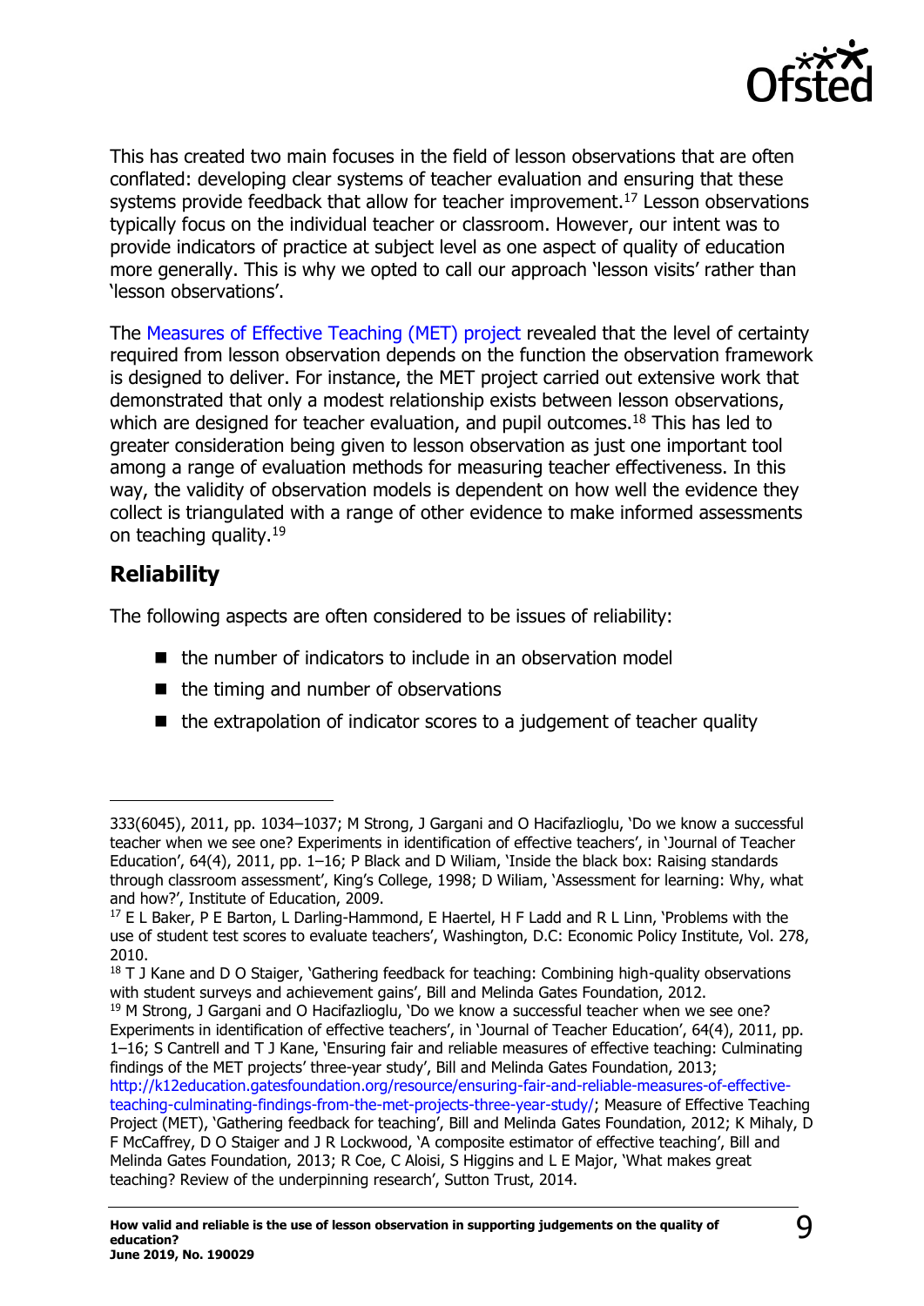This has created two main focuses in the field of lesson observations that are often conflated: developing clear systems of teacher evaluation and ensuring that these systems provide feedback that allow for teacher improvement.[17] Lesson observations typically focus on the individual teacher or classroom. However, our intent was to provide indicators of practice at subject level as one aspect of quality of education more generally. This is why we opted to call our approach 'lesson visits' rather than 'lesson observations'.

The Measures of Effective Teaching (MET) project revealed that the level of certainty required from lesson observation depends on the function the observation framework is designed to deliver. For instance, the MET project carried out extensive work that demonstrated that only a modest relationship exists between lesson observations, which are designed for teacher evaluation, and pupil outcomes.[18] This has led to greater consideration being given to lesson observation as just one important tool among a range of evaluation methods for measuring teacher effectiveness. In this way, the validity of observation models is dependent on how well the evidence they collect is triangulated with a range of other evidence to make informed assessments on teaching quality.[19]

## Reliability

The following aspects are often considered to be issues of reliability:

- the number of indicators to include in an observation model
- the timing and number of observations
- the extrapolation of indicator scores to a judgement of teacher quality

---

333(6045), 2011, pp. 1034–1037; M Strong, J Gargani and O Hacifazlioglu, 'Do we know a successful teacher when we see one? Experiments in identification of effective teachers', in 'Journal of Teacher Education', 64(4), 2011, pp. 1–16; P Black and D Wiliam, 'Inside the black box: Raising standards through classroom assessment', King's College, 1998; D Wiliam, 'Assessment for learning: Why, what and how?', Institute of Education, 2009.

[17] E L Baker, P E Barton, L Darling-Hammond, E Haertel, H F Ladd and R L Linn, 'Problems with the use of student test scores to evaluate teachers', Washington, D.C: Economic Policy Institute, Vol. 278, 2010.

[18] T J Kane and D O Staiger, 'Gathering feedback for teaching: Combining high-quality observations with student surveys and achievement gains', Bill and Melinda Gates Foundation, 2012.

[19] M Strong, J Gargani and O Hacifazlioglu, 'Do we know a successful teacher when we see one? Experiments in identification of effective teachers', in 'Journal of Teacher Education', 64(4), 2011, pp. 1–16; S Cantrell and T J Kane, 'Ensuring fair and reliable measures of effective teaching: Culminating findings of the MET projects' three-year study', Bill and Melinda Gates Foundation, 2013; http://k12education.gatesfoundation.org/resource/ensuring-fair-and-reliable-measures-of-effective-teaching-culminating-findings-from-the-met-projects-three-year-study/; Measure of Effective Teaching Project (MET), 'Gathering feedback for teaching', Bill and Melinda Gates Foundation, 2012; K Mihaly, D F McCaffrey, D O Staiger and J R Lockwood, 'A composite estimator of effective teaching', Bill and Melinda Gates Foundation, 2013; R Coe, C Aloisi, S Higgins and L E Major, 'What makes great teaching? Review of the underpinning research', Sutton Trust, 2014.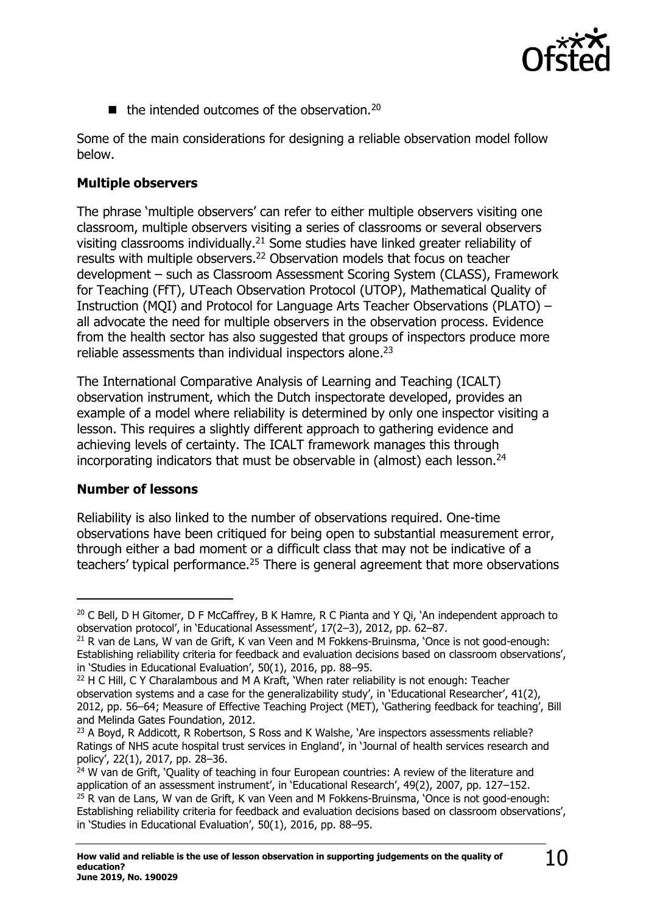- the intended outcomes of the observation.[20]

Some of the main considerations for designing a reliable observation model follow below.

**Multiple observers**

The phrase 'multiple observers' can refer to either multiple observers visiting one classroom, multiple observers visiting a series of classrooms or several observers visiting classrooms individually.[21] Some studies have linked greater reliability of results with multiple observers.[22] Observation models that focus on teacher development – such as Classroom Assessment Scoring System (CLASS), Framework for Teaching (FfT), UTeach Observation Protocol (UTOP), Mathematical Quality of Instruction (MQI) and Protocol for Language Arts Teacher Observations (PLATO) – all advocate the need for multiple observers in the observation process. Evidence from the health sector has also suggested that groups of inspectors produce more reliable assessments than individual inspectors alone.[23]

The International Comparative Analysis of Learning and Teaching (ICALT) observation instrument, which the Dutch inspectorate developed, provides an example of a model where reliability is determined by only one inspector visiting a lesson. This requires a slightly different approach to gathering evidence and achieving levels of certainty. The ICALT framework manages this through incorporating indicators that must be observable in (almost) each lesson.[24]

**Number of lessons**

Reliability is also linked to the number of observations required. One-time observations have been critiqued for being open to substantial measurement error, through either a bad moment or a difficult class that may not be indicative of a teachers' typical performance.[25] There is general agreement that more observations

---

[20] C Bell, D H Gitomer, D F McCaffrey, B K Hamre, R C Pianta and Y Qi, 'An independent approach to observation protocol', in 'Educational Assessment', 17(2–3), 2012, pp. 62–87.

[21] R van de Lans, W van de Grift, K van Veen and M Fokkens-Bruinsma, 'Once is not good-enough: Establishing reliability criteria for feedback and evaluation decisions based on classroom observations', in 'Studies in Educational Evaluation', 50(1), 2016, pp. 88–95.

[22] H C Hill, C Y Charalambous and M A Kraft, 'When rater reliability is not enough: Teacher observation systems and a case for the generalizability study', in 'Educational Researcher', 41(2), 2012, pp. 56–64; Measure of Effective Teaching Project (MET), 'Gathering feedback for teaching', Bill and Melinda Gates Foundation, 2012.

[23] A Boyd, R Addicott, R Robertson, S Ross and K Walshe, 'Are inspectors assessments reliable? Ratings of NHS acute hospital trust services in England', in 'Journal of health services research and policy', 22(1), 2017, pp. 28–36.

[24] W van de Grift, 'Quality of teaching in four European countries: A review of the literature and application of an assessment instrument', in 'Educational Research', 49(2), 2007, pp. 127–152.

[25] R van de Lans, W van de Grift, K van Veen and M Fokkens-Bruinsma, 'Once is not good-enough: Establishing reliability criteria for feedback and evaluation decisions based on classroom observations', in 'Studies in Educational Evaluation', 50(1), 2016, pp. 88–95.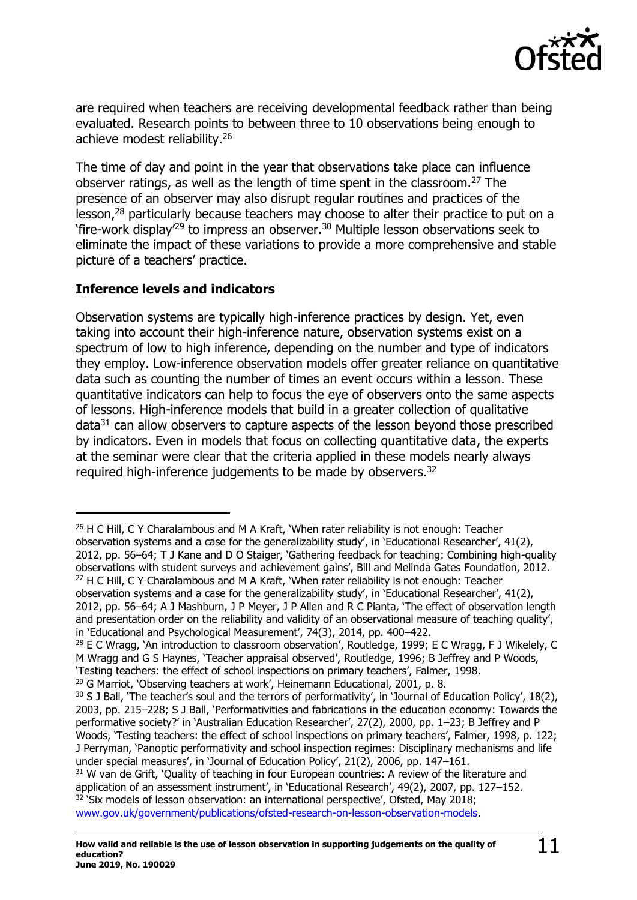are required when teachers are receiving developmental feedback rather than being evaluated. Research points to between three to 10 observations being enough to achieve modest reliability.[26]

The time of day and point in the year that observations take place can influence observer ratings, as well as the length of time spent in the classroom.[27] The presence of an observer may also disrupt regular routines and practices of the lesson,[28] particularly because teachers may choose to alter their practice to put on a 'fire-work display'[29] to impress an observer.[30] Multiple lesson observations seek to eliminate the impact of these variations to provide a more comprehensive and stable picture of a teachers' practice.

**Inference levels and indicators**

Observation systems are typically high-inference practices by design. Yet, even taking into account their high-inference nature, observation systems exist on a spectrum of low to high inference, depending on the number and type of indicators they employ. Low-inference observation models offer greater reliance on quantitative data such as counting the number of times an event occurs within a lesson. These quantitative indicators can help to focus the eye of observers onto the same aspects of lessons. High-inference models that build in a greater collection of qualitative data[31] can allow observers to capture aspects of the lesson beyond those prescribed by indicators. Even in models that focus on collecting quantitative data, the experts at the seminar were clear that the criteria applied in these models nearly always required high-inference judgements to be made by observers.[32]

---

[26] H C Hill, C Y Charalambous and M A Kraft, 'When rater reliability is not enough: Teacher observation systems and a case for the generalizability study', in 'Educational Researcher', 41(2), 2012, pp. 56–64; T J Kane and D O Staiger, 'Gathering feedback for teaching: Combining high-quality observations with student surveys and achievement gains', Bill and Melinda Gates Foundation, 2012.

[27] H C Hill, C Y Charalambous and M A Kraft, 'When rater reliability is not enough: Teacher observation systems and a case for the generalizability study', in 'Educational Researcher', 41(2), 2012, pp. 56–64; A J Mashburn, J P Meyer, J P Allen and R C Pianta, 'The effect of observation length and presentation order on the reliability and validity of an observational measure of teaching quality', in 'Educational and Psychological Measurement', 74(3), 2014, pp. 400–422.

[28] E C Wragg, 'An introduction to classroom observation', Routledge, 1999; E C Wragg, F J Wikelely, C M Wragg and G S Haynes, 'Teacher appraisal observed', Routledge, 1996; B Jeffrey and P Woods, 'Testing teachers: the effect of school inspections on primary teachers', Falmer, 1998.

[29] G Marriot, 'Observing teachers at work', Heinemann Educational, 2001, p. 8.

[30] S J Ball, 'The teacher's soul and the terrors of performativity', in 'Journal of Education Policy', 18(2), 2003, pp. 215–228; S J Ball, 'Performativities and fabrications in the education economy: Towards the performative society?' in 'Australian Education Researcher', 27(2), 2000, pp. 1–23; B Jeffrey and P Woods, 'Testing teachers: the effect of school inspections on primary teachers', Falmer, 1998, p. 122; J Perryman, 'Panoptic performativity and school inspection regimes: Disciplinary mechanisms and life under special measures', in 'Journal of Education Policy', 21(2), 2006, pp. 147–161.

[31] W van de Grift, 'Quality of teaching in four European countries: A review of the literature and application of an assessment instrument', in 'Educational Research', 49(2), 2007, pp. 127–152.

[32] 'Six models of lesson observation: an international perspective', Ofsted, May 2018; www.gov.uk/government/publications/ofsted-research-on-lesson-observation-models.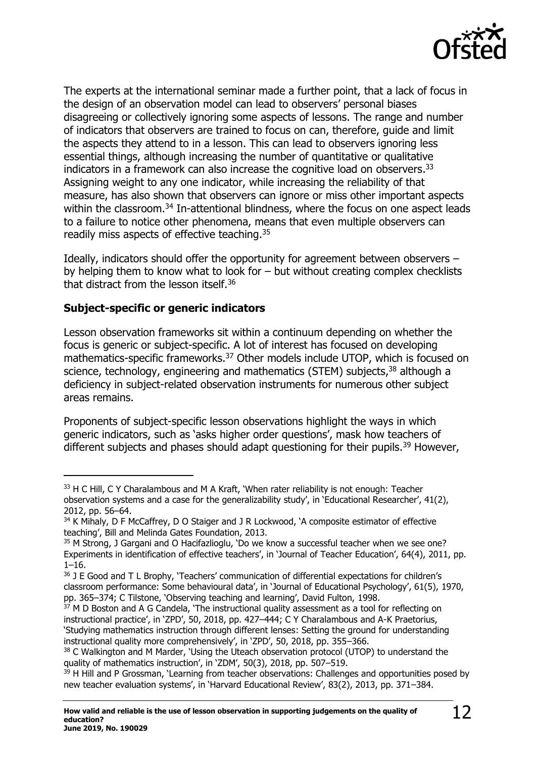The experts at the international seminar made a further point, that a lack of focus in the design of an observation model can lead to observers' personal biases disagreeing or collectively ignoring some aspects of lessons. The range and number of indicators that observers are trained to focus on can, therefore, guide and limit the aspects they attend to in a lesson. This can lead to observers ignoring less essential things, although increasing the number of quantitative or qualitative indicators in a framework can also increase the cognitive load on observers.[33] Assigning weight to any one indicator, while increasing the reliability of that measure, has also shown that observers can ignore or miss other important aspects within the classroom.[34] In-attentional blindness, where the focus on one aspect leads to a failure to notice other phenomena, means that even multiple observers can readily miss aspects of effective teaching.[35]

Ideally, indicators should offer the opportunity for agreement between observers – by helping them to know what to look for – but without creating complex checklists that distract from the lesson itself.[36]

**Subject-specific or generic indicators**

Lesson observation frameworks sit within a continuum depending on whether the focus is generic or subject-specific. A lot of interest has focused on developing mathematics-specific frameworks.[37] Other models include UTOP, which is focused on science, technology, engineering and mathematics (STEM) subjects,[38] although a deficiency in subject-related observation instruments for numerous other subject areas remains.

Proponents of subject-specific lesson observations highlight the ways in which generic indicators, such as 'asks higher order questions', mask how teachers of different subjects and phases should adapt questioning for their pupils.[39] However,

---

[33] H C Hill, C Y Charalambous and M A Kraft, 'When rater reliability is not enough: Teacher observation systems and a case for the generalizability study', in 'Educational Researcher', 41(2), 2012, pp. 56–64.

[34] K Mihaly, D F McCaffrey, D O Staiger and J R Lockwood, 'A composite estimator of effective teaching', Bill and Melinda Gates Foundation, 2013.

[35] M Strong, J Gargani and O Hacifazlioglu, 'Do we know a successful teacher when we see one? Experiments in identification of effective teachers', in 'Journal of Teacher Education', 64(4), 2011, pp. 1–16.

[36] J E Good and T L Brophy, 'Teachers' communication of differential expectations for children's classroom performance: Some behavioural data', in 'Journal of Educational Psychology', 61(5), 1970, pp. 365–374; C Tilstone, 'Observing teaching and learning', David Fulton, 1998.

[37] M D Boston and A G Candela, 'The instructional quality assessment as a tool for reflecting on instructional practice', in 'ZPD', 50, 2018, pp. 427–444; C Y Charalambous and A-K Praetorius, 'Studying mathematics instruction through different lenses: Setting the ground for understanding instructional quality more comprehensively', in 'ZPD', 50, 2018, pp. 355–366.

[38] C Walkington and M Marder, 'Using the Uteach observation protocol (UTOP) to understand the quality of mathematics instruction', in 'ZDM', 50(3), 2018, pp. 507–519.

[39] H Hill and P Grossman, 'Learning from teacher observations: Challenges and opportunities posed by new teacher evaluation systems', in 'Harvard Educational Review', 83(2), 2013, pp. 371–384.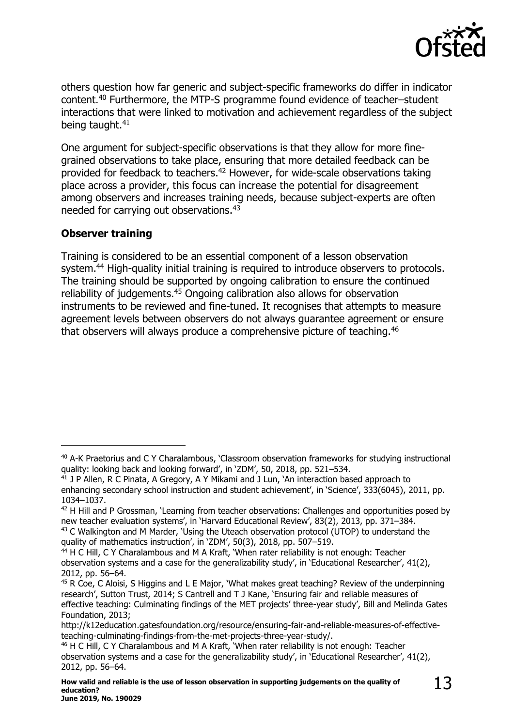others question how far generic and subject-specific frameworks do differ in indicator content.[40] Furthermore, the MTP-S programme found evidence of teacher–student interactions that were linked to motivation and achievement regardless of the subject being taught.[41]

One argument for subject-specific observations is that they allow for more fine-grained observations to take place, ensuring that more detailed feedback can be provided for feedback to teachers.[42] However, for wide-scale observations taking place across a provider, this focus can increase the potential for disagreement among observers and increases training needs, because subject-experts are often needed for carrying out observations.[43]

**Observer training**

Training is considered to be an essential component of a lesson observation system.[44] High-quality initial training is required to introduce observers to protocols. The training should be supported by ongoing calibration to ensure the continued reliability of judgements.[45] Ongoing calibration also allows for observation instruments to be reviewed and fine-tuned. It recognises that attempts to measure agreement levels between observers do not always guarantee agreement or ensure that observers will always produce a comprehensive picture of teaching.[46]

---

[40] A-K Praetorius and C Y Charalambous, 'Classroom observation frameworks for studying instructional quality: looking back and looking forward', in 'ZDM', 50, 2018, pp. 521–534.

[41] J P Allen, R C Pinata, A Gregory, A Y Mikami and J Lun, 'An interaction based approach to enhancing secondary school instruction and student achievement', in 'Science', 333(6045), 2011, pp. 1034–1037.

[42] H Hill and P Grossman, 'Learning from teacher observations: Challenges and opportunities posed by new teacher evaluation systems', in 'Harvard Educational Review', 83(2), 2013, pp. 371–384.

[43] C Walkington and M Marder, 'Using the Uteach observation protocol (UTOP) to understand the quality of mathematics instruction', in 'ZDM', 50(3), 2018, pp. 507–519.

[44] H C Hill, C Y Charalambous and M A Kraft, 'When rater reliability is not enough: Teacher observation systems and a case for the generalizability study', in 'Educational Researcher', 41(2), 2012, pp. 56–64.

[45] R Coe, C Aloisi, S Higgins and L E Major, 'What makes great teaching? Review of the underpinning research', Sutton Trust, 2014; S Cantrell and T J Kane, 'Ensuring fair and reliable measures of effective teaching: Culminating findings of the MET projects' three-year study', Bill and Melinda Gates Foundation, 2013; http://k12education.gatesfoundation.org/resource/ensuring-fair-and-reliable-measures-of-effective-teaching-culminating-findings-from-the-met-projects-three-year-study/.

[46] H C Hill, C Y Charalambous and M A Kraft, 'When rater reliability is not enough: Teacher observation systems and a case for the generalizability study', in 'Educational Researcher', 41(2), 2012, pp. 56–64.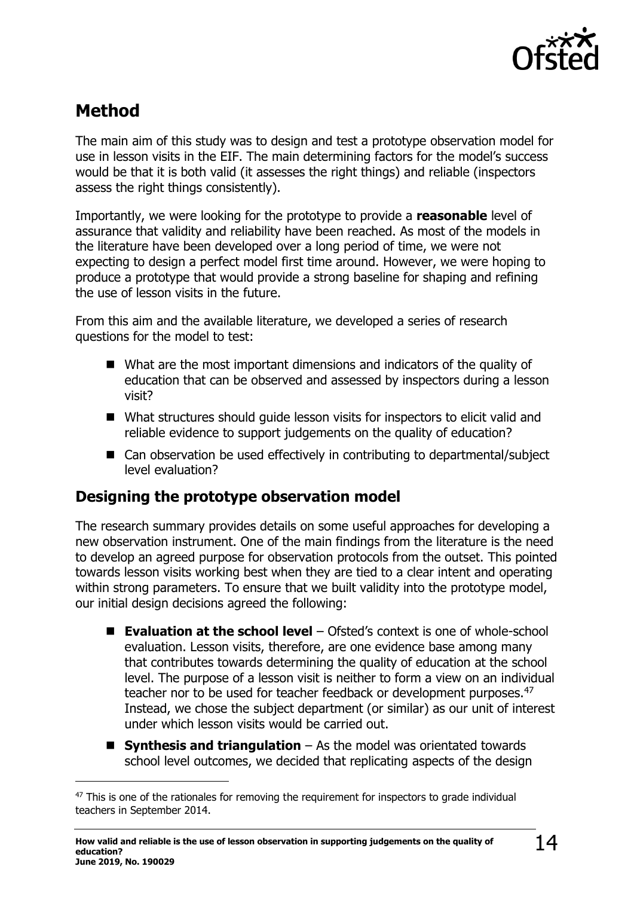## Method

The main aim of this study was to design and test a prototype observation model for use in lesson visits in the EIF. The main determining factors for the model's success would be that it is both valid (it assesses the right things) and reliable (inspectors assess the right things consistently).

Importantly, we were looking for the prototype to provide a **reasonable** level of assurance that validity and reliability have been reached. As most of the models in the literature have been developed over a long period of time, we were not expecting to design a perfect model first time around. However, we were hoping to produce a prototype that would provide a strong baseline for shaping and refining the use of lesson visits in the future.

From this aim and the available literature, we developed a series of research questions for the model to test:

- What are the most important dimensions and indicators of the quality of education that can be observed and assessed by inspectors during a lesson visit?
- What structures should guide lesson visits for inspectors to elicit valid and reliable evidence to support judgements on the quality of education?
- Can observation be used effectively in contributing to departmental/subject level evaluation?

### Designing the prototype observation model

The research summary provides details on some useful approaches for developing a new observation instrument. One of the main findings from the literature is the need to develop an agreed purpose for observation protocols from the outset. This pointed towards lesson visits working best when they are tied to a clear intent and operating within strong parameters. To ensure that we built validity into the prototype model, our initial design decisions agreed the following:

- **Evaluation at the school level** – Ofsted's context is one of whole-school evaluation. Lesson visits, therefore, are one evidence base among many that contributes towards determining the quality of education at the school level. The purpose of a lesson visit is neither to form a view on an individual teacher nor to be used for teacher feedback or development purposes.[47] Instead, we chose the subject department (or similar) as our unit of interest under which lesson visits would be carried out.
- **Synthesis and triangulation** – As the model was orientated towards school level outcomes, we decided that replicating aspects of the design

[47] This is one of the rationales for removing the requirement for inspectors to grade individual teachers in September 2014.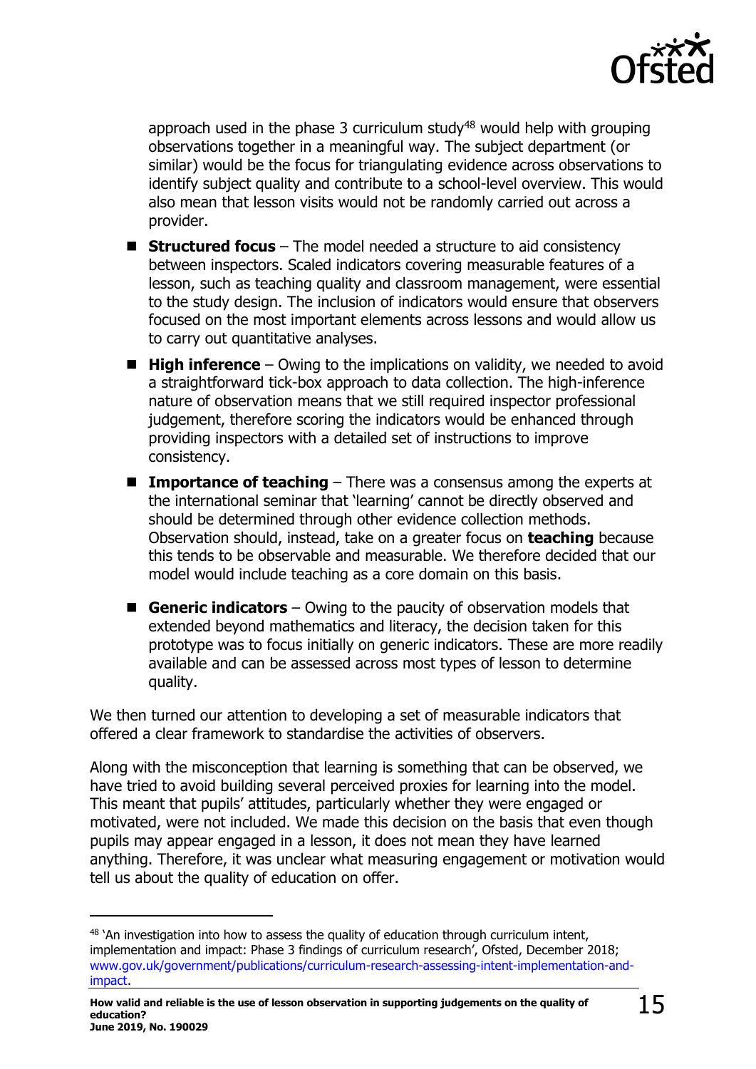approach used in the phase 3 curriculum study[48] would help with grouping observations together in a meaningful way. The subject department (or similar) would be the focus for triangulating evidence across observations to identify subject quality and contribute to a school-level overview. This would also mean that lesson visits would not be randomly carried out across a provider.

- **Structured focus** – The model needed a structure to aid consistency between inspectors. Scaled indicators covering measurable features of a lesson, such as teaching quality and classroom management, were essential to the study design. The inclusion of indicators would ensure that observers focused on the most important elements across lessons and would allow us to carry out quantitative analyses.
- **High inference** – Owing to the implications on validity, we needed to avoid a straightforward tick-box approach to data collection. The high-inference nature of observation means that we still required inspector professional judgement, therefore scoring the indicators would be enhanced through providing inspectors with a detailed set of instructions to improve consistency.
- **Importance of teaching** – There was a consensus among the experts at the international seminar that 'learning' cannot be directly observed and should be determined through other evidence collection methods. Observation should, instead, take on a greater focus on **teaching** because this tends to be observable and measurable. We therefore decided that our model would include teaching as a core domain on this basis.
- **Generic indicators** – Owing to the paucity of observation models that extended beyond mathematics and literacy, the decision taken for this prototype was to focus initially on generic indicators. These are more readily available and can be assessed across most types of lesson to determine quality.

We then turned our attention to developing a set of measurable indicators that offered a clear framework to standardise the activities of observers.

Along with the misconception that learning is something that can be observed, we have tried to avoid building several perceived proxies for learning into the model. This meant that pupils' attitudes, particularly whether they were engaged or motivated, were not included. We made this decision on the basis that even though pupils may appear engaged in a lesson, it does not mean they have learned anything. Therefore, it was unclear what measuring engagement or motivation would tell us about the quality of education on offer.

---

[48] 'An investigation into how to assess the quality of education through curriculum intent, implementation and impact: Phase 3 findings of curriculum research', Ofsted, December 2018; www.gov.uk/government/publications/curriculum-research-assessing-intent-implementation-and-impact.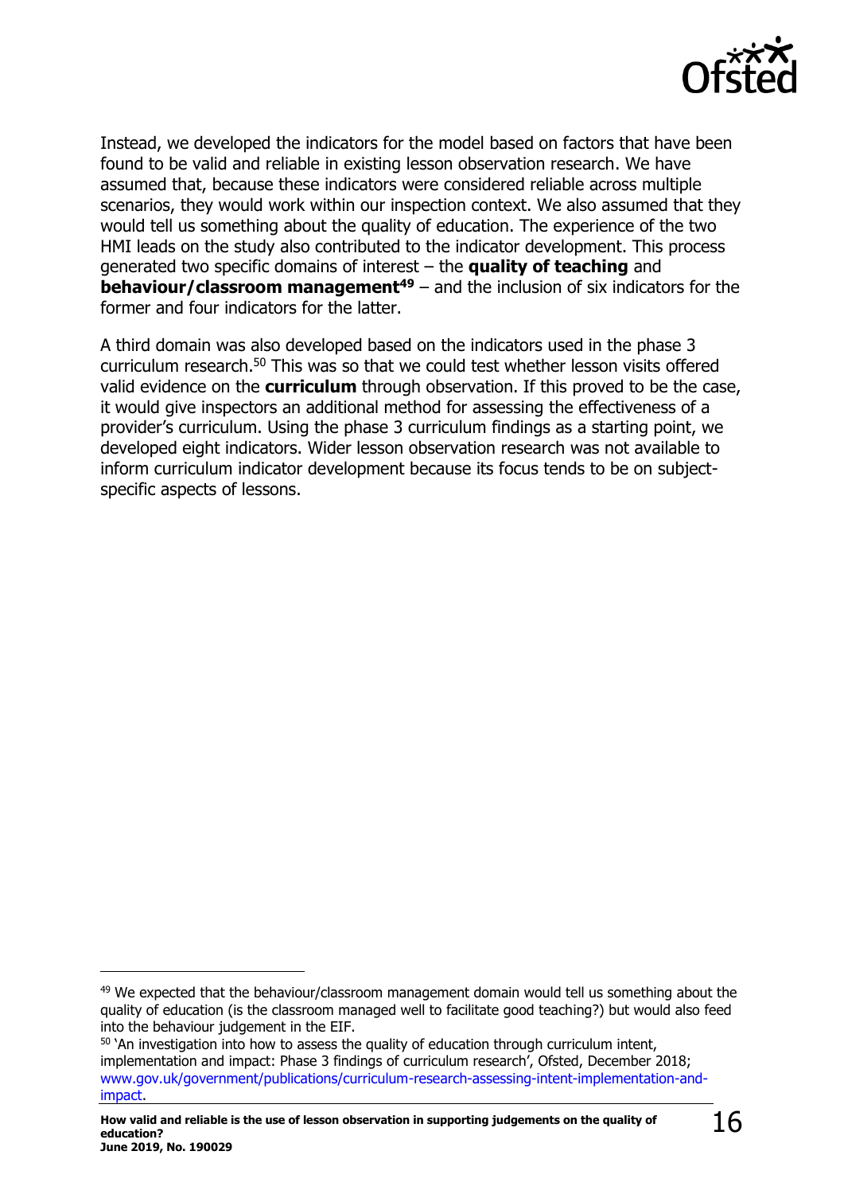Instead, we developed the indicators for the model based on factors that have been found to be valid and reliable in existing lesson observation research. We have assumed that, because these indicators were considered reliable across multiple scenarios, they would work within our inspection context. We also assumed that they would tell us something about the quality of education. The experience of the two HMI leads on the study also contributed to the indicator development. This process generated two specific domains of interest – the **quality of teaching** and **behaviour/classroom management**[49] – and the inclusion of six indicators for the former and four indicators for the latter.

A third domain was also developed based on the indicators used in the phase 3 curriculum research.[50] This was so that we could test whether lesson visits offered valid evidence on the **curriculum** through observation. If this proved to be the case, it would give inspectors an additional method for assessing the effectiveness of a provider's curriculum. Using the phase 3 curriculum findings as a starting point, we developed eight indicators. Wider lesson observation research was not available to inform curriculum indicator development because its focus tends to be on subject-specific aspects of lessons.

---

[49] We expected that the behaviour/classroom management domain would tell us something about the quality of education (is the classroom managed well to facilitate good teaching?) but would also feed into the behaviour judgement in the EIF.

[50] 'An investigation into how to assess the quality of education through curriculum intent, implementation and impact: Phase 3 findings of curriculum research', Ofsted, December 2018; www.gov.uk/government/publications/curriculum-research-assessing-intent-implementation-and-impact.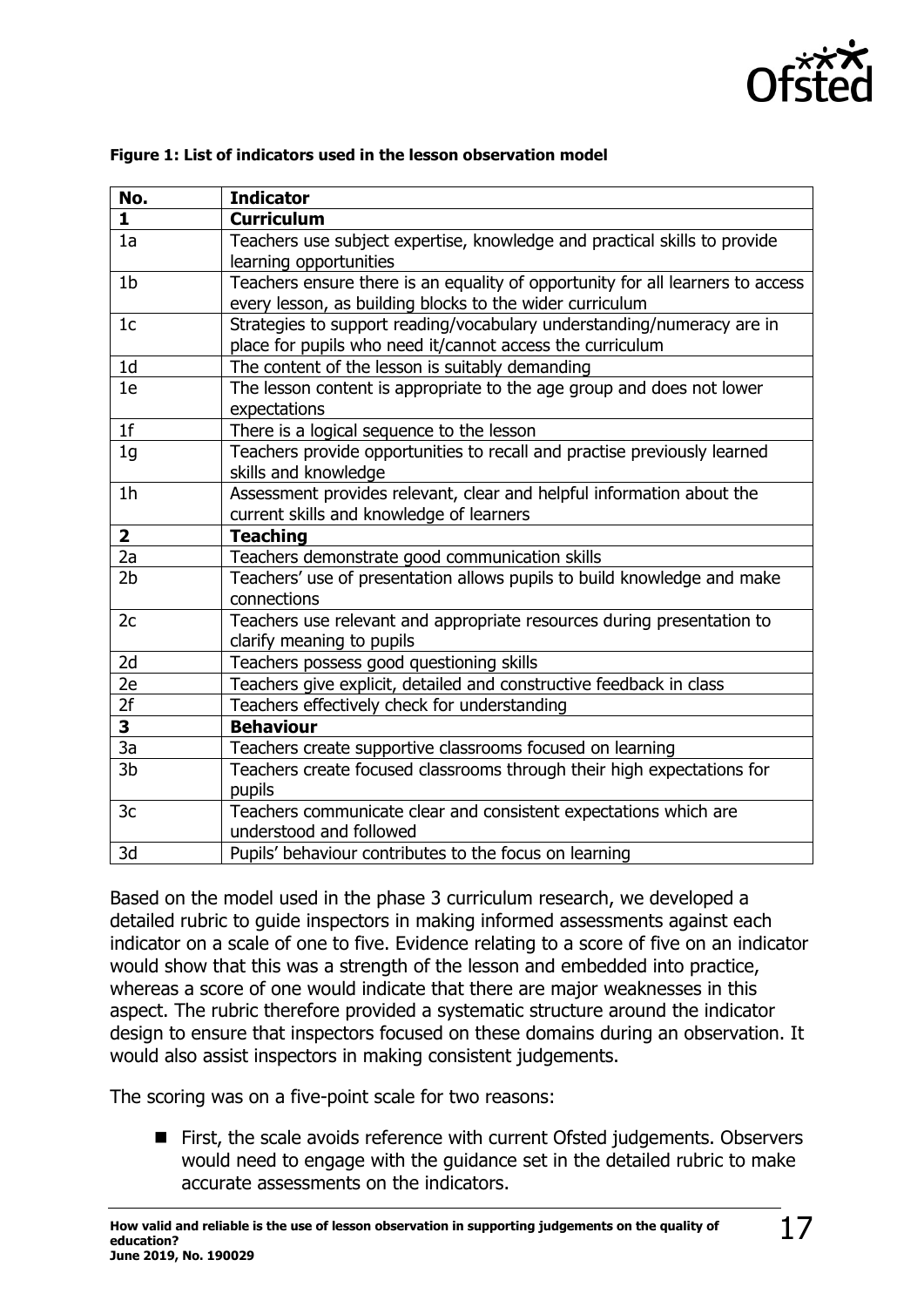**Figure 1: List of indicators used in the lesson observation model**

| No. | Indicator |
|---|---|
| **1** | **Curriculum** |
| 1a | Teachers use subject expertise, knowledge and practical skills to provide learning opportunities |
| 1b | Teachers ensure there is an equality of opportunity for all learners to access every lesson, as building blocks to the wider curriculum |
| 1c | Strategies to support reading/vocabulary understanding/numeracy are in place for pupils who need it/cannot access the curriculum |
| 1d | The content of the lesson is suitably demanding |
| 1e | The lesson content is appropriate to the age group and does not lower expectations |
| 1f | There is a logical sequence to the lesson |
| 1g | Teachers provide opportunities to recall and practise previously learned skills and knowledge |
| 1h | Assessment provides relevant, clear and helpful information about the current skills and knowledge of learners |
| **2** | **Teaching** |
| 2a | Teachers demonstrate good communication skills |
| 2b | Teachers' use of presentation allows pupils to build knowledge and make connections |
| 2c | Teachers use relevant and appropriate resources during presentation to clarify meaning to pupils |
| 2d | Teachers possess good questioning skills |
| 2e | Teachers give explicit, detailed and constructive feedback in class |
| 2f | Teachers effectively check for understanding |
| **3** | **Behaviour** |
| 3a | Teachers create supportive classrooms focused on learning |
| 3b | Teachers create focused classrooms through their high expectations for pupils |
| 3c | Teachers communicate clear and consistent expectations which are understood and followed |
| 3d | Pupils' behaviour contributes to the focus on learning |

Based on the model used in the phase 3 curriculum research, we developed a detailed rubric to guide inspectors in making informed assessments against each indicator on a scale of one to five. Evidence relating to a score of five on an indicator would show that this was a strength of the lesson and embedded into practice, whereas a score of one would indicate that there are major weaknesses in this aspect. The rubric therefore provided a systematic structure around the indicator design to ensure that inspectors focused on these domains during an observation. It would also assist inspectors in making consistent judgements.

The scoring was on a five-point scale for two reasons:

- First, the scale avoids reference with current Ofsted judgements. Observers would need to engage with the guidance set in the detailed rubric to make accurate assessments on the indicators.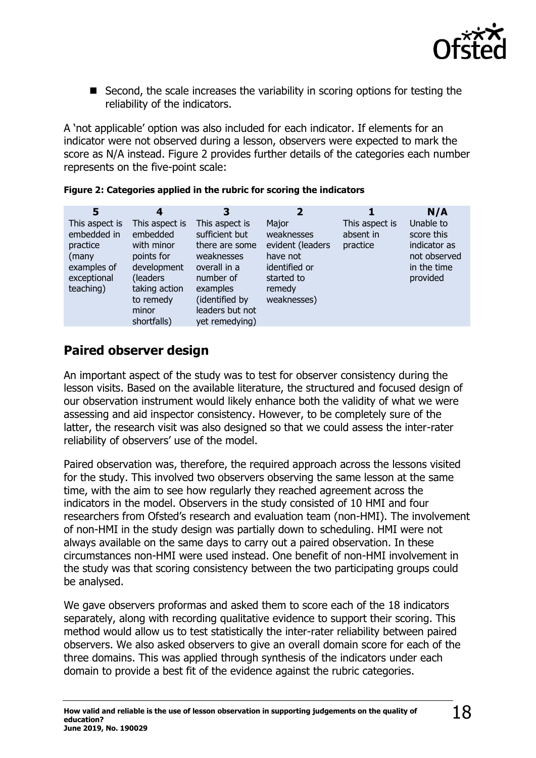- Second, the scale increases the variability in scoring options for testing the reliability of the indicators.

A 'not applicable' option was also included for each indicator. If elements for an indicator were not observed during a lesson, observers were expected to mark the score as N/A instead. Figure 2 provides further details of the categories each number represents on the five-point scale:

**Figure 2: Categories applied in the rubric for scoring the indicators**

| 5 | 4 | 3 | 2 | 1 | N/A |
|---|---|---|---|---|---|
| This aspect is embedded in practice (many examples of exceptional teaching) | This aspect is embedded with minor points for development (leaders taking action to remedy minor shortfalls) | This aspect is sufficient but there are some weaknesses overall in a number of examples (identified by leaders but not yet remedying) | Major weaknesses evident (leaders have not identified or started to remedy weaknesses) | This aspect is absent in practice | Unable to score this indicator as not observed in the time provided |

## Paired observer design

An important aspect of the study was to test for observer consistency during the lesson visits. Based on the available literature, the structured and focused design of our observation instrument would likely enhance both the validity of what we were assessing and aid inspector consistency. However, to be completely sure of the latter, the research visit was also designed so that we could assess the inter-rater reliability of observers' use of the model.

Paired observation was, therefore, the required approach across the lessons visited for the study. This involved two observers observing the same lesson at the same time, with the aim to see how regularly they reached agreement across the indicators in the model. Observers in the study consisted of 10 HMI and four researchers from Ofsted's research and evaluation team (non-HMI). The involvement of non-HMI in the study design was partially down to scheduling. HMI were not always available on the same days to carry out a paired observation. In these circumstances non-HMI were used instead. One benefit of non-HMI involvement in the study was that scoring consistency between the two participating groups could be analysed.

We gave observers proformas and asked them to score each of the 18 indicators separately, along with recording qualitative evidence to support their scoring. This method would allow us to test statistically the inter-rater reliability between paired observers. We also asked observers to give an overall domain score for each of the three domains. This was applied through synthesis of the indicators under each domain to provide a best fit of the evidence against the rubric categories.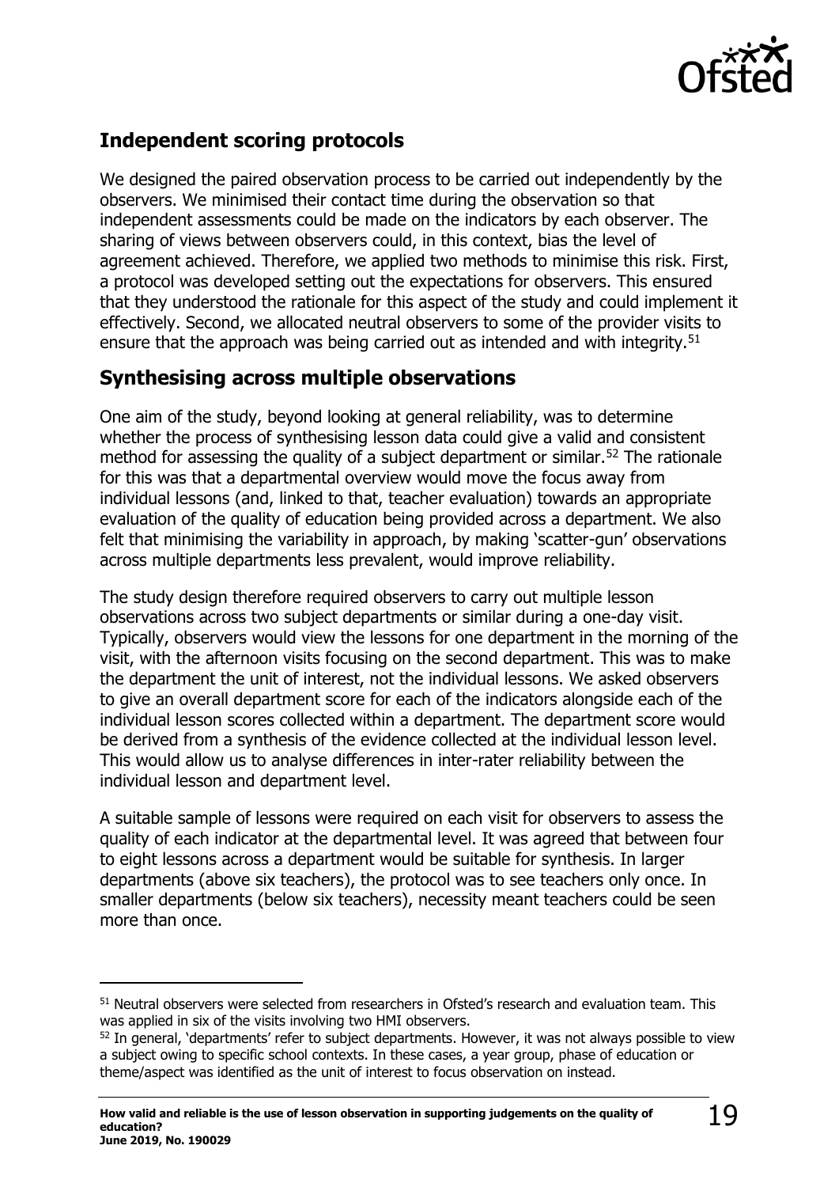## Independent scoring protocols

We designed the paired observation process to be carried out independently by the observers. We minimised their contact time during the observation so that independent assessments could be made on the indicators by each observer. The sharing of views between observers could, in this context, bias the level of agreement achieved. Therefore, we applied two methods to minimise this risk. First, a protocol was developed setting out the expectations for observers. This ensured that they understood the rationale for this aspect of the study and could implement it effectively. Second, we allocated neutral observers to some of the provider visits to ensure that the approach was being carried out as intended and with integrity.[51]

## Synthesising across multiple observations

One aim of the study, beyond looking at general reliability, was to determine whether the process of synthesising lesson data could give a valid and consistent method for assessing the quality of a subject department or similar.[52] The rationale for this was that a departmental overview would move the focus away from individual lessons (and, linked to that, teacher evaluation) towards an appropriate evaluation of the quality of education being provided across a department. We also felt that minimising the variability in approach, by making 'scatter-gun' observations across multiple departments less prevalent, would improve reliability.

The study design therefore required observers to carry out multiple lesson observations across two subject departments or similar during a one-day visit. Typically, observers would view the lessons for one department in the morning of the visit, with the afternoon visits focusing on the second department. This was to make the department the unit of interest, not the individual lessons. We asked observers to give an overall department score for each of the indicators alongside each of the individual lesson scores collected within a department. The department score would be derived from a synthesis of the evidence collected at the individual lesson level. This would allow us to analyse differences in inter-rater reliability between the individual lesson and department level.

A suitable sample of lessons were required on each visit for observers to assess the quality of each indicator at the departmental level. It was agreed that between four to eight lessons across a department would be suitable for synthesis. In larger departments (above six teachers), the protocol was to see teachers only once. In smaller departments (below six teachers), necessity meant teachers could be seen more than once.

---

[51] Neutral observers were selected from researchers in Ofsted's research and evaluation team. This was applied in six of the visits involving two HMI observers.

[52] In general, 'departments' refer to subject departments. However, it was not always possible to view a subject owing to specific school contexts. In these cases, a year group, phase of education or theme/aspect was identified as the unit of interest to focus observation on instead.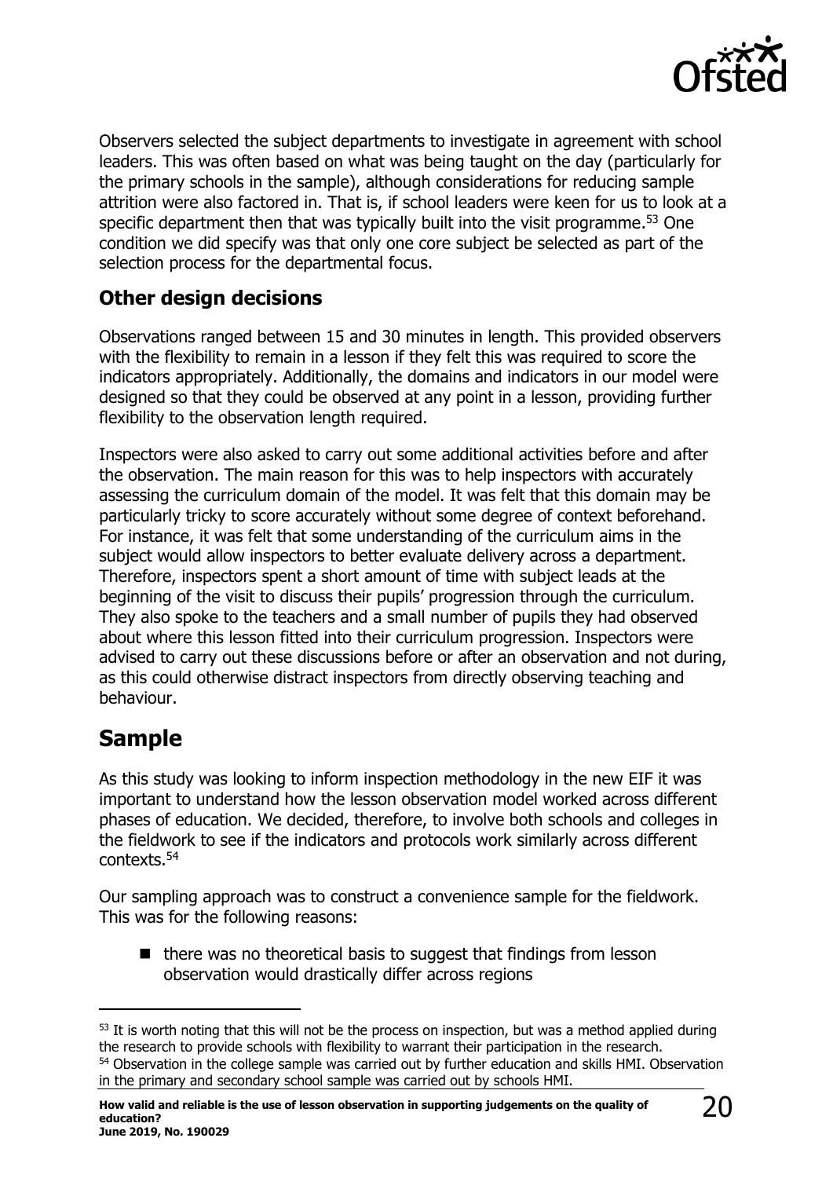Observers selected the subject departments to investigate in agreement with school leaders. This was often based on what was being taught on the day (particularly for the primary schools in the sample), although considerations for reducing sample attrition were also factored in. That is, if school leaders were keen for us to look at a specific department then that was typically built into the visit programme.[53] One condition we did specify was that only one core subject be selected as part of the selection process for the departmental focus.

### Other design decisions

Observations ranged between 15 and 30 minutes in length. This provided observers with the flexibility to remain in a lesson if they felt this was required to score the indicators appropriately. Additionally, the domains and indicators in our model were designed so that they could be observed at any point in a lesson, providing further flexibility to the observation length required.

Inspectors were also asked to carry out some additional activities before and after the observation. The main reason for this was to help inspectors with accurately assessing the curriculum domain of the model. It was felt that this domain may be particularly tricky to score accurately without some degree of context beforehand. For instance, it was felt that some understanding of the curriculum aims in the subject would allow inspectors to better evaluate delivery across a department. Therefore, inspectors spent a short amount of time with subject leads at the beginning of the visit to discuss their pupils' progression through the curriculum. They also spoke to the teachers and a small number of pupils they had observed about where this lesson fitted into their curriculum progression. Inspectors were advised to carry out these discussions before or after an observation and not during, as this could otherwise distract inspectors from directly observing teaching and behaviour.

## Sample

As this study was looking to inform inspection methodology in the new EIF it was important to understand how the lesson observation model worked across different phases of education. We decided, therefore, to involve both schools and colleges in the fieldwork to see if the indicators and protocols work similarly across different contexts.[54]

Our sampling approach was to construct a convenience sample for the fieldwork. This was for the following reasons:

- there was no theoretical basis to suggest that findings from lesson observation would drastically differ across regions

---

[53] It is worth noting that this will not be the process on inspection, but was a method applied during the research to provide schools with flexibility to warrant their participation in the research.

[54] Observation in the college sample was carried out by further education and skills HMI. Observation in the primary and secondary school sample was carried out by schools HMI.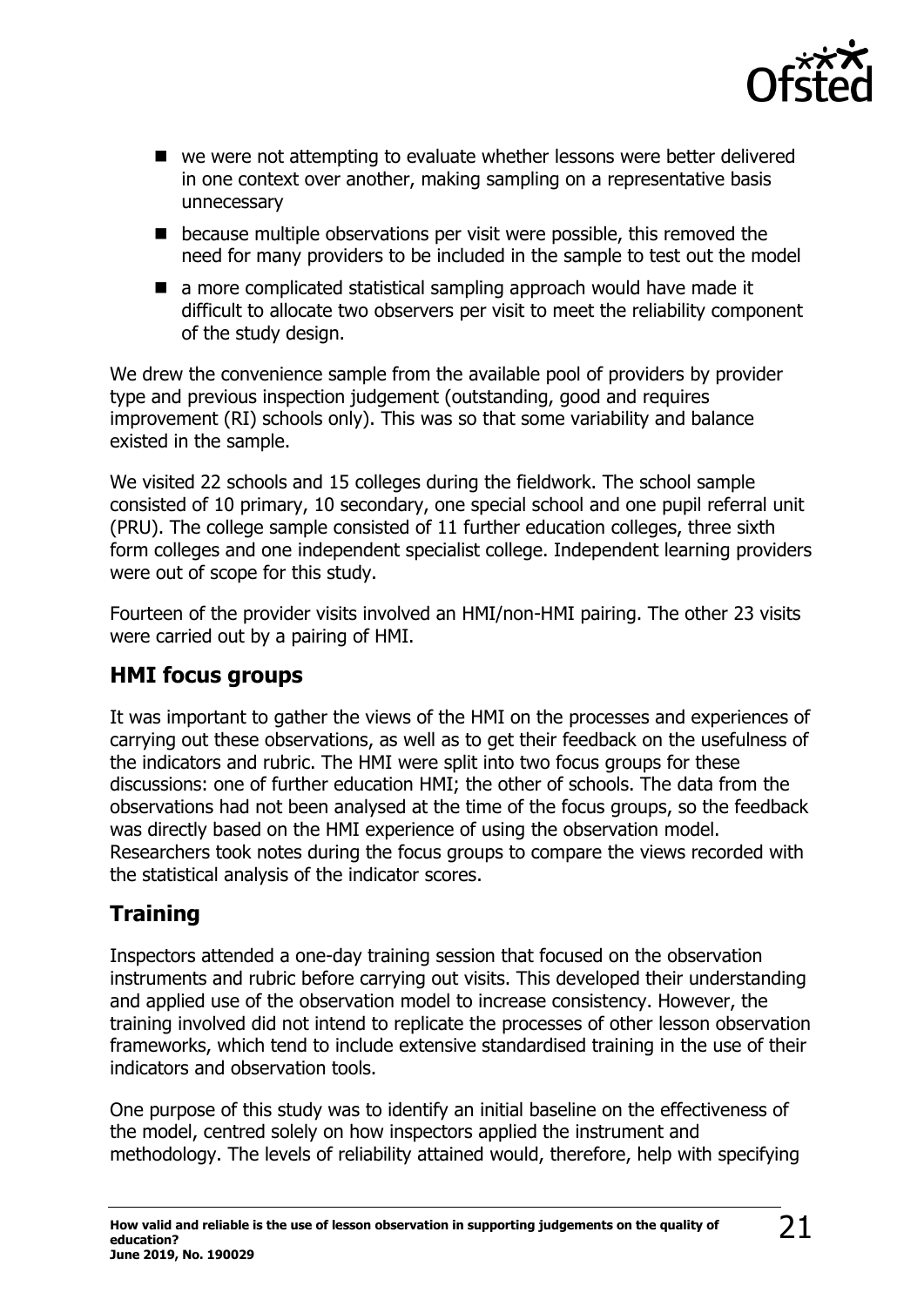- we were not attempting to evaluate whether lessons were better delivered in one context over another, making sampling on a representative basis unnecessary
- because multiple observations per visit were possible, this removed the need for many providers to be included in the sample to test out the model
- a more complicated statistical sampling approach would have made it difficult to allocate two observers per visit to meet the reliability component of the study design.

We drew the convenience sample from the available pool of providers by provider type and previous inspection judgement (outstanding, good and requires improvement (RI) schools only). This was so that some variability and balance existed in the sample.

We visited 22 schools and 15 colleges during the fieldwork. The school sample consisted of 10 primary, 10 secondary, one special school and one pupil referral unit (PRU). The college sample consisted of 11 further education colleges, three sixth form colleges and one independent specialist college. Independent learning providers were out of scope for this study.

Fourteen of the provider visits involved an HMI/non-HMI pairing. The other 23 visits were carried out by a pairing of HMI.

## HMI focus groups

It was important to gather the views of the HMI on the processes and experiences of carrying out these observations, as well as to get their feedback on the usefulness of the indicators and rubric. The HMI were split into two focus groups for these discussions: one of further education HMI; the other of schools. The data from the observations had not been analysed at the time of the focus groups, so the feedback was directly based on the HMI experience of using the observation model. Researchers took notes during the focus groups to compare the views recorded with the statistical analysis of the indicator scores.

## Training

Inspectors attended a one-day training session that focused on the observation instruments and rubric before carrying out visits. This developed their understanding and applied use of the observation model to increase consistency. However, the training involved did not intend to replicate the processes of other lesson observation frameworks, which tend to include extensive standardised training in the use of their indicators and observation tools.

One purpose of this study was to identify an initial baseline on the effectiveness of the model, centred solely on how inspectors applied the instrument and methodology. The levels of reliability attained would, therefore, help with specifying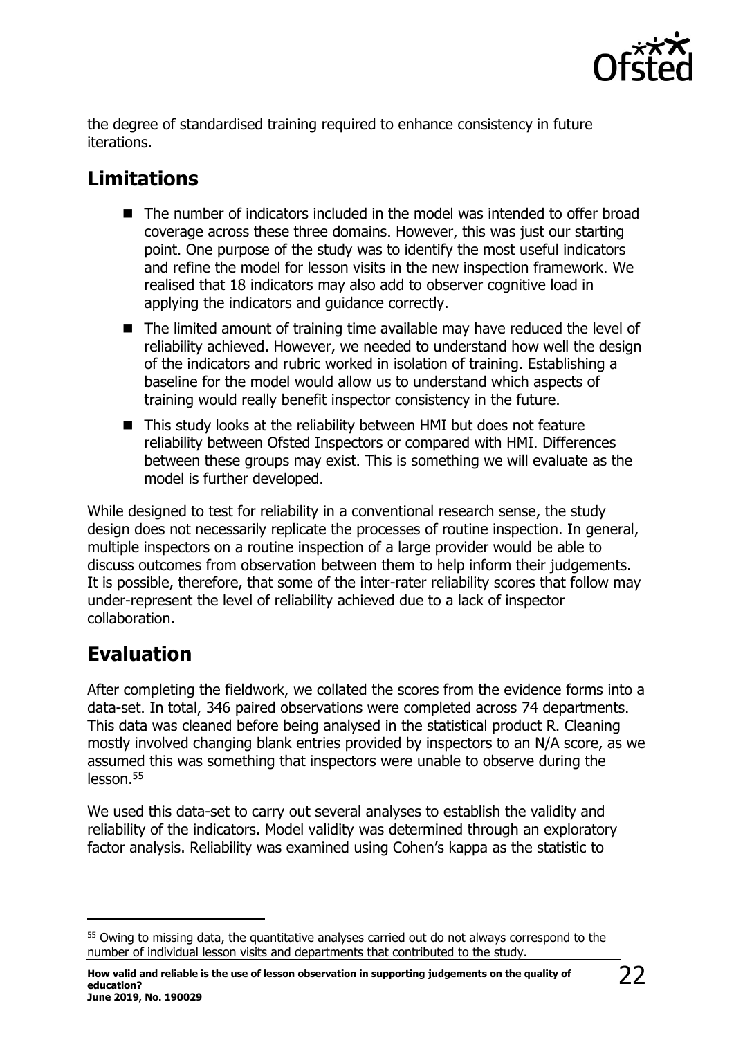the degree of standardised training required to enhance consistency in future iterations.

## Limitations

- The number of indicators included in the model was intended to offer broad coverage across these three domains. However, this was just our starting point. One purpose of the study was to identify the most useful indicators and refine the model for lesson visits in the new inspection framework. We realised that 18 indicators may also add to observer cognitive load in applying the indicators and guidance correctly.
- The limited amount of training time available may have reduced the level of reliability achieved. However, we needed to understand how well the design of the indicators and rubric worked in isolation of training. Establishing a baseline for the model would allow us to understand which aspects of training would really benefit inspector consistency in the future.
- This study looks at the reliability between HMI but does not feature reliability between Ofsted Inspectors or compared with HMI. Differences between these groups may exist. This is something we will evaluate as the model is further developed.

While designed to test for reliability in a conventional research sense, the study design does not necessarily replicate the processes of routine inspection. In general, multiple inspectors on a routine inspection of a large provider would be able to discuss outcomes from observation between them to help inform their judgements. It is possible, therefore, that some of the inter-rater reliability scores that follow may under-represent the level of reliability achieved due to a lack of inspector collaboration.

## Evaluation

After completing the fieldwork, we collated the scores from the evidence forms into a data-set. In total, 346 paired observations were completed across 74 departments. This data was cleaned before being analysed in the statistical product R. Cleaning mostly involved changing blank entries provided by inspectors to an N/A score, as we assumed this was something that inspectors were unable to observe during the lesson.[55]

We used this data-set to carry out several analyses to establish the validity and reliability of the indicators. Model validity was determined through an exploratory factor analysis. Reliability was examined using Cohen's kappa as the statistic to

[55] Owing to missing data, the quantitative analyses carried out do not always correspond to the number of individual lesson visits and departments that contributed to the study.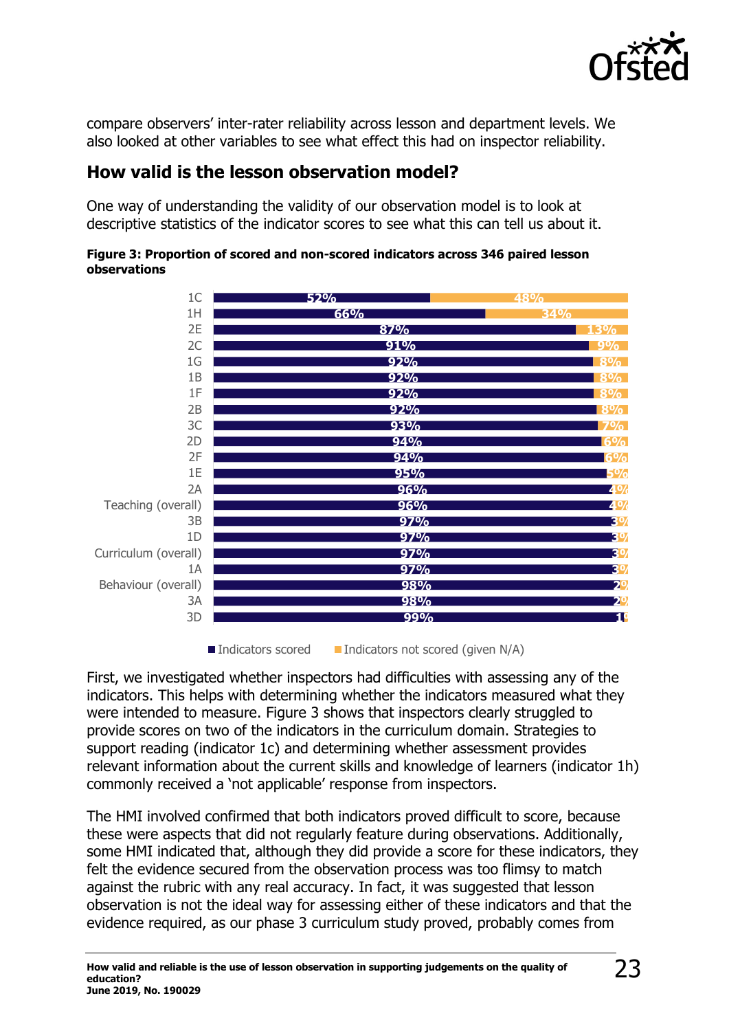compare observers' inter-rater reliability across lesson and department levels. We also looked at other variables to see what effect this had on inspector reliability.

## How valid is the lesson observation model?

One way of understanding the validity of our observation model is to look at descriptive statistics of the indicator scores to see what this can tell us about it.

**Figure 3: Proportion of scored and non-scored indicators across 346 paired lesson observations**

| Indicator | Indicators scored | Indicators not scored (given N/A) |
|---|---|---|
| 1C | 52% | 48% |
| 1H | 66% | 34% |
| 2E | 87% | 13% |
| 2C | 91% | 9% |
| 1G | 92% | 8% |
| 1B | 92% | 8% |
| 1F | 92% | 8% |
| 2B | 92% | 8% |
| 3C | 93% | 7% |
| 2D | 94% | 6% |
| 2F | 94% | 6% |
| 1E | 95% | 5% |
| 2A | 96% | 4% |
| Teaching (overall) | 96% | 4% |
| 3B | 97% | 3% |
| 1D | 97% | 3% |
| Curriculum (overall) | 97% | 3% |
| 1A | 97% | 3% |
| Behaviour (overall) | 98% | 2% |
| 3A | 98% | 2% |
| 3D | 99% | 1% |

First, we investigated whether inspectors had difficulties with assessing any of the indicators. This helps with determining whether the indicators measured what they were intended to measure. Figure 3 shows that inspectors clearly struggled to provide scores on two of the indicators in the curriculum domain. Strategies to support reading (indicator 1c) and determining whether assessment provides relevant information about the current skills and knowledge of learners (indicator 1h) commonly received a 'not applicable' response from inspectors.

The HMI involved confirmed that both indicators proved difficult to score, because these were aspects that did not regularly feature during observations. Additionally, some HMI indicated that, although they did provide a score for these indicators, they felt the evidence secured from the observation process was too flimsy to match against the rubric with any real accuracy. In fact, it was suggested that lesson observation is not the ideal way for assessing either of these indicators and that the evidence required, as our phase 3 curriculum study proved, probably comes from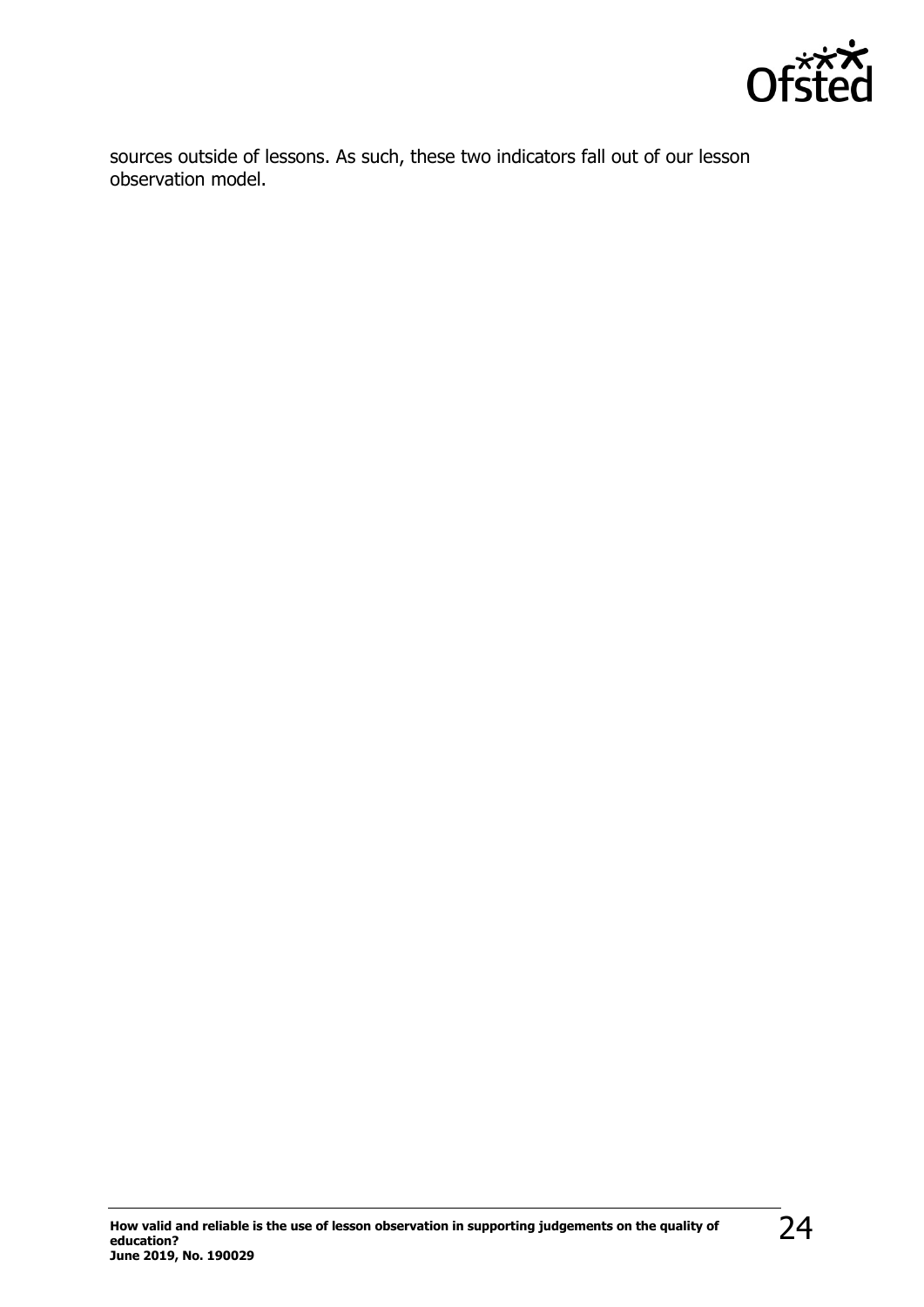sources outside of lessons. As such, these two indicators fall out of our lesson observation model.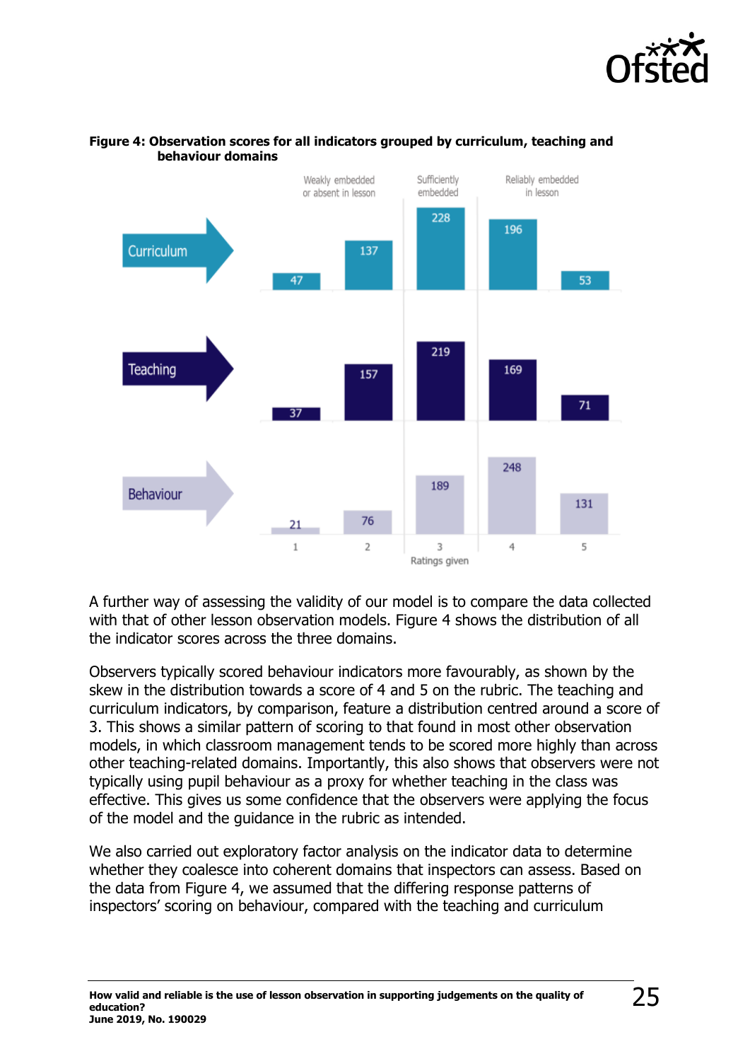**Figure 4: Observation scores for all indicators grouped by curriculum, teaching and behaviour domains**

| Domain | 1 | 2 | 3 | 4 | 5 |
|---|---|---|---|---|---|
| Curriculum | 47 | 137 | 228 | 196 | 53 |
| Teaching | 37 | 157 | 219 | 169 | 71 |
| Behaviour | 21 | 76 | 189 | 248 | 131 |

Ratings given: 1–2 Weakly embedded or absent in lesson; 3 Sufficiently embedded; 4–5 Reliably embedded in lesson.

A further way of assessing the validity of our model is to compare the data collected with that of other lesson observation models. Figure 4 shows the distribution of all the indicator scores across the three domains.

Observers typically scored behaviour indicators more favourably, as shown by the skew in the distribution towards a score of 4 and 5 on the rubric. The teaching and curriculum indicators, by comparison, feature a distribution centred around a score of 3. This shows a similar pattern of scoring to that found in most other observation models, in which classroom management tends to be scored more highly than across other teaching-related domains. Importantly, this also shows that observers were not typically using pupil behaviour as a proxy for whether teaching in the class was effective. This gives us some confidence that the observers were applying the focus of the model and the guidance in the rubric as intended.

We also carried out exploratory factor analysis on the indicator data to determine whether they coalesce into coherent domains that inspectors can assess. Based on the data from Figure 4, we assumed that the differing response patterns of inspectors' scoring on behaviour, compared with the teaching and curriculum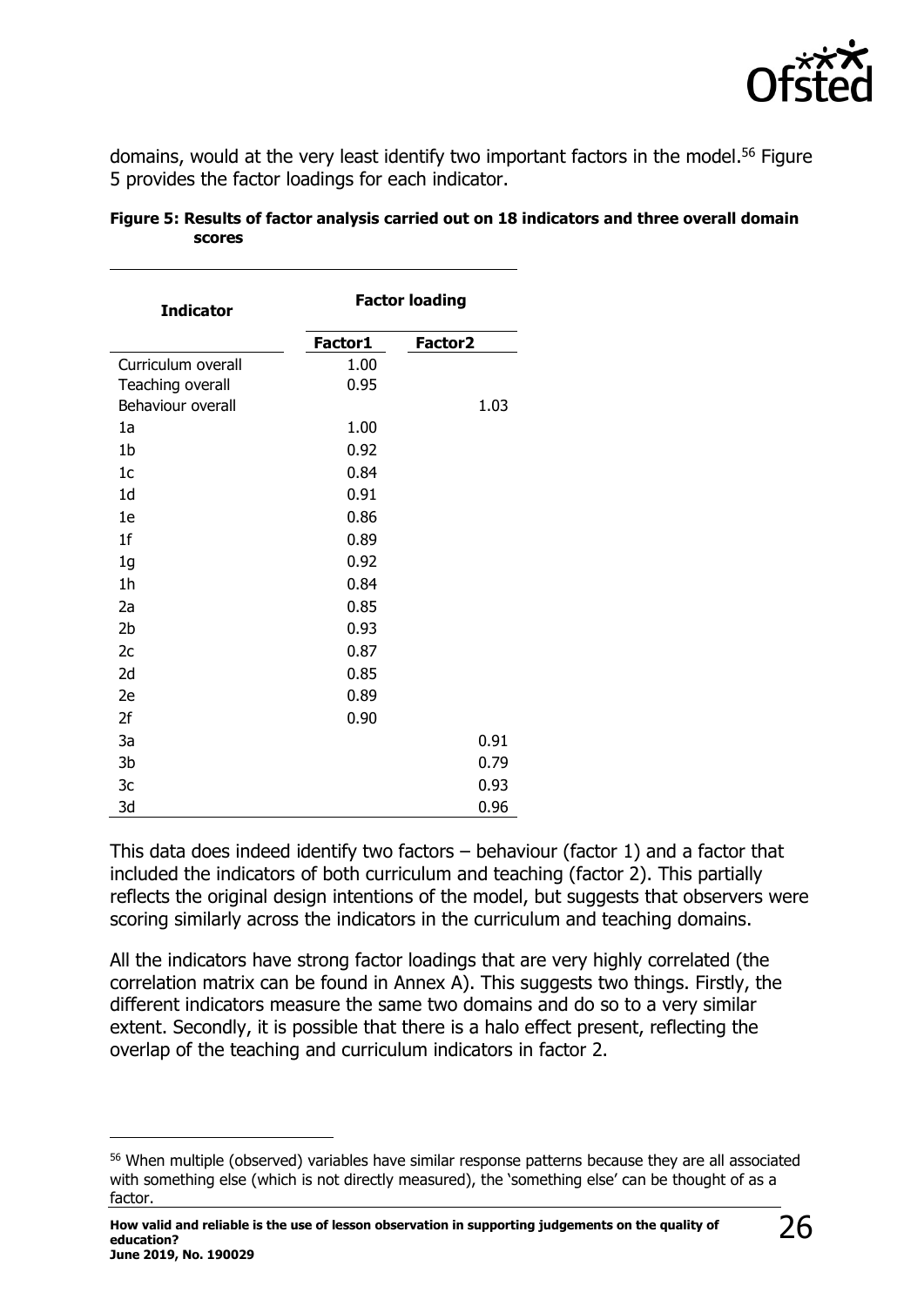domains, would at the very least identify two important factors in the model.[56] Figure 5 provides the factor loadings for each indicator.

**Figure 5: Results of factor analysis carried out on 18 indicators and three overall domain scores**

| Indicator | Factor loading | |
|---|---|---|
| | **Factor1** | **Factor2** |
| Curriculum overall | 1.00 | |
| Teaching overall | 0.95 | |
| Behaviour overall | | 1.03 |
| 1a | 1.00 | |
| 1b | 0.92 | |
| 1c | 0.84 | |
| 1d | 0.91 | |
| 1e | 0.86 | |
| 1f | 0.89 | |
| 1g | 0.92 | |
| 1h | 0.84 | |
| 2a | 0.85 | |
| 2b | 0.93 | |
| 2c | 0.87 | |
| 2d | 0.85 | |
| 2e | 0.89 | |
| 2f | 0.90 | |
| 3a | | 0.91 |
| 3b | | 0.79 |
| 3c | | 0.93 |
| 3d | | 0.96 |

This data does indeed identify two factors – behaviour (factor 1) and a factor that included the indicators of both curriculum and teaching (factor 2). This partially reflects the original design intentions of the model, but suggests that observers were scoring similarly across the indicators in the curriculum and teaching domains.

All the indicators have strong factor loadings that are very highly correlated (the correlation matrix can be found in Annex A). This suggests two things. Firstly, the different indicators measure the same two domains and do so to a very similar extent. Secondly, it is possible that there is a halo effect present, reflecting the overlap of the teaching and curriculum indicators in factor 2.

[56] When multiple (observed) variables have similar response patterns because they are all associated with something else (which is not directly measured), the 'something else' can be thought of as a factor.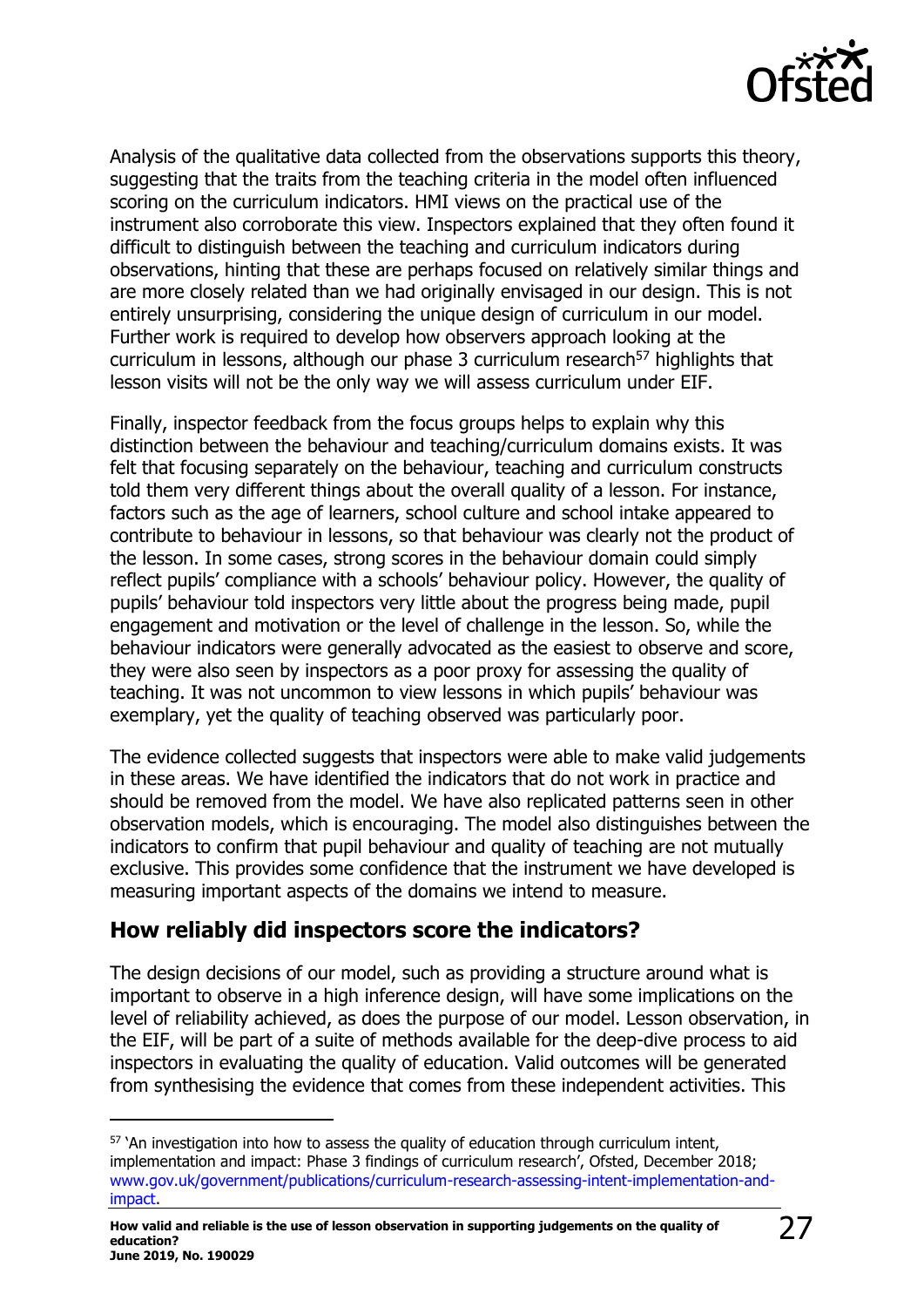Analysis of the qualitative data collected from the observations supports this theory, suggesting that the traits from the teaching criteria in the model often influenced scoring on the curriculum indicators. HMI views on the practical use of the instrument also corroborate this view. Inspectors explained that they often found it difficult to distinguish between the teaching and curriculum indicators during observations, hinting that these are perhaps focused on relatively similar things and are more closely related than we had originally envisaged in our design. This is not entirely unsurprising, considering the unique design of curriculum in our model. Further work is required to develop how observers approach looking at the curriculum in lessons, although our phase 3 curriculum research[57] highlights that lesson visits will not be the only way we will assess curriculum under EIF.

Finally, inspector feedback from the focus groups helps to explain why this distinction between the behaviour and teaching/curriculum domains exists. It was felt that focusing separately on the behaviour, teaching and curriculum constructs told them very different things about the overall quality of a lesson. For instance, factors such as the age of learners, school culture and school intake appeared to contribute to behaviour in lessons, so that behaviour was clearly not the product of the lesson. In some cases, strong scores in the behaviour domain could simply reflect pupils' compliance with a schools' behaviour policy. However, the quality of pupils' behaviour told inspectors very little about the progress being made, pupil engagement and motivation or the level of challenge in the lesson. So, while the behaviour indicators were generally advocated as the easiest to observe and score, they were also seen by inspectors as a poor proxy for assessing the quality of teaching. It was not uncommon to view lessons in which pupils' behaviour was exemplary, yet the quality of teaching observed was particularly poor.

The evidence collected suggests that inspectors were able to make valid judgements in these areas. We have identified the indicators that do not work in practice and should be removed from the model. We have also replicated patterns seen in other observation models, which is encouraging. The model also distinguishes between the indicators to confirm that pupil behaviour and quality of teaching are not mutually exclusive. This provides some confidence that the instrument we have developed is measuring important aspects of the domains we intend to measure.

## How reliably did inspectors score the indicators?

The design decisions of our model, such as providing a structure around what is important to observe in a high inference design, will have some implications on the level of reliability achieved, as does the purpose of our model. Lesson observation, in the EIF, will be part of a suite of methods available for the deep-dive process to aid inspectors in evaluating the quality of education. Valid outcomes will be generated from synthesising the evidence that comes from these independent activities. This

[57] 'An investigation into how to assess the quality of education through curriculum intent, implementation and impact: Phase 3 findings of curriculum research', Ofsted, December 2018; www.gov.uk/government/publications/curriculum-research-assessing-intent-implementation-and-impact.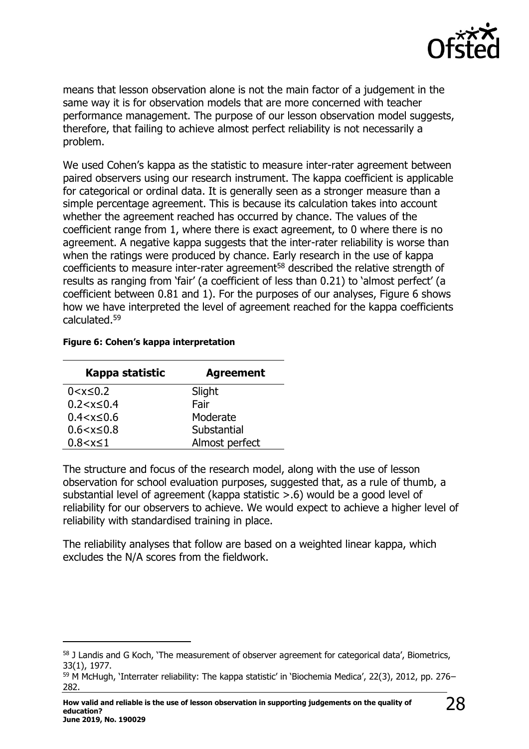means that lesson observation alone is not the main factor of a judgement in the same way it is for observation models that are more concerned with teacher performance management. The purpose of our lesson observation model suggests, therefore, that failing to achieve almost perfect reliability is not necessarily a problem.

We used Cohen's kappa as the statistic to measure inter-rater agreement between paired observers using our research instrument. The kappa coefficient is applicable for categorical or ordinal data. It is generally seen as a stronger measure than a simple percentage agreement. This is because its calculation takes into account whether the agreement reached has occurred by chance. The values of the coefficient range from 1, where there is exact agreement, to 0 where there is no agreement. A negative kappa suggests that the inter-rater reliability is worse than when the ratings were produced by chance. Early research in the use of kappa coefficients to measure inter-rater agreement[58] described the relative strength of results as ranging from 'fair' (a coefficient of less than 0.21) to 'almost perfect' (a coefficient between 0.81 and 1). For the purposes of our analyses, Figure 6 shows how we have interpreted the level of agreement reached for the kappa coefficients calculated.[59]

**Figure 6: Cohen's kappa interpretation**

| Kappa statistic | Agreement |
|---|---|
| $0<x\leq0.2$ | Slight |
| $0.2<x\leq0.4$ | Fair |
| $0.4<x\leq0.6$ | Moderate |
| $0.6<x\leq0.8$ | Substantial |
| $0.8<x\leq1$ | Almost perfect |

The structure and focus of the research model, along with the use of lesson observation for school evaluation purposes, suggested that, as a rule of thumb, a substantial level of agreement (kappa statistic >.6) would be a good level of reliability for our observers to achieve. We would expect to achieve a higher level of reliability with standardised training in place.

The reliability analyses that follow are based on a weighted linear kappa, which excludes the N/A scores from the fieldwork.

---

[58] J Landis and G Koch, 'The measurement of observer agreement for categorical data', Biometrics, 33(1), 1977.

[59] M McHugh, 'Interrater reliability: The kappa statistic' in 'Biochemia Medica', 22(3), 2012, pp. 276–282.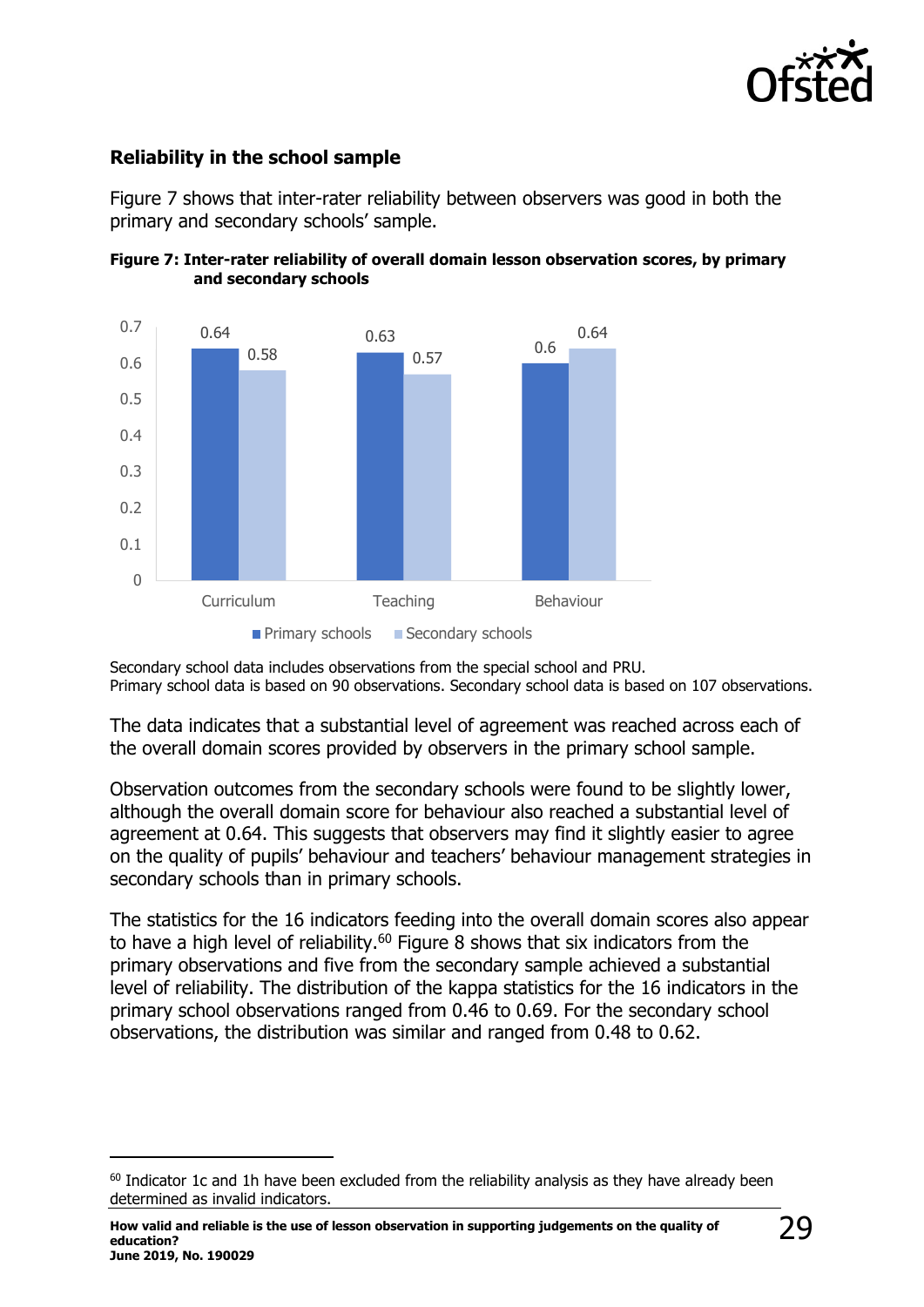### Reliability in the school sample

Figure 7 shows that inter-rater reliability between observers was good in both the primary and secondary schools' sample.

**Figure 7: Inter-rater reliability of overall domain lesson observation scores, by primary and secondary schools**

| | Primary schools | Secondary schools |
|---|---|---|
| Curriculum | 0.64 | 0.58 |
| Teaching | 0.63 | 0.57 |
| Behaviour | 0.6 | 0.64 |

Secondary school data includes observations from the special school and PRU.
Primary school data is based on 90 observations. Secondary school data is based on 107 observations.

The data indicates that a substantial level of agreement was reached across each of the overall domain scores provided by observers in the primary school sample.

Observation outcomes from the secondary schools were found to be slightly lower, although the overall domain score for behaviour also reached a substantial level of agreement at 0.64. This suggests that observers may find it slightly easier to agree on the quality of pupils' behaviour and teachers' behaviour management strategies in secondary schools than in primary schools.

The statistics for the 16 indicators feeding into the overall domain scores also appear to have a high level of reliability.[60] Figure 8 shows that six indicators from the primary observations and five from the secondary sample achieved a substantial level of reliability. The distribution of the kappa statistics for the 16 indicators in the primary school observations ranged from 0.46 to 0.69. For the secondary school observations, the distribution was similar and ranged from 0.48 to 0.62.

[60] Indicator 1c and 1h have been excluded from the reliability analysis as they have already been determined as invalid indicators.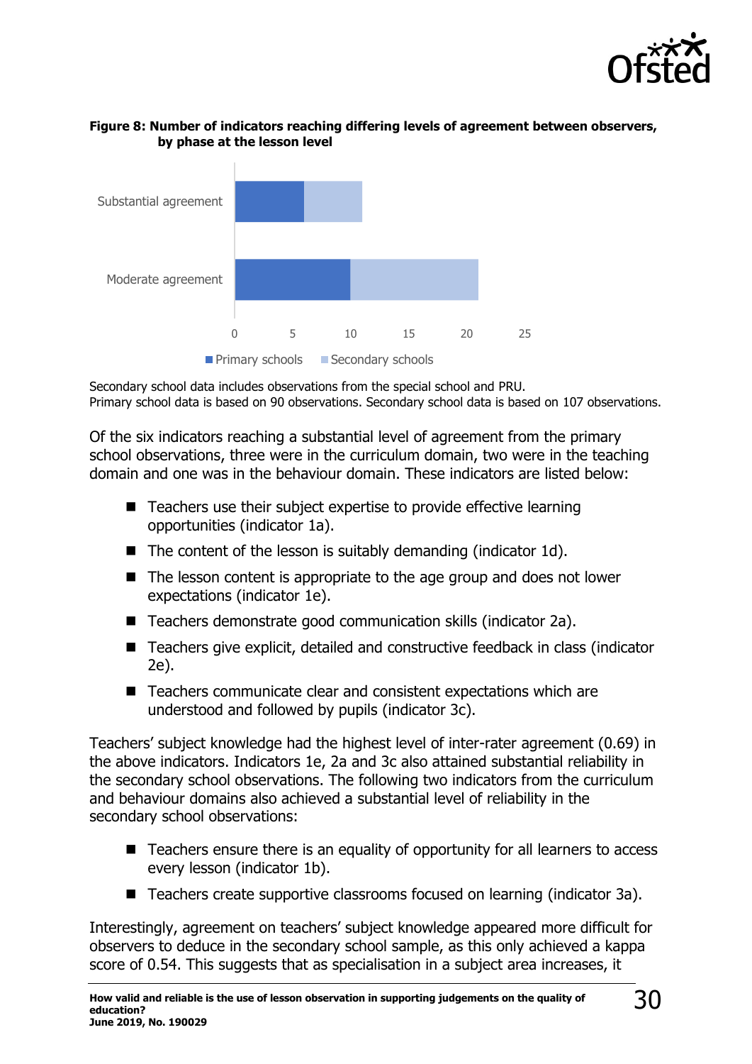**Figure 8: Number of indicators reaching differing levels of agreement between observers, by phase at the lesson level**

Secondary school data includes observations from the special school and PRU.
Primary school data is based on 90 observations. Secondary school data is based on 107 observations.

Of the six indicators reaching a substantial level of agreement from the primary school observations, three were in the curriculum domain, two were in the teaching domain and one was in the behaviour domain. These indicators are listed below:

- Teachers use their subject expertise to provide effective learning opportunities (indicator 1a).
- The content of the lesson is suitably demanding (indicator 1d).
- The lesson content is appropriate to the age group and does not lower expectations (indicator 1e).
- Teachers demonstrate good communication skills (indicator 2a).
- Teachers give explicit, detailed and constructive feedback in class (indicator 2e).
- Teachers communicate clear and consistent expectations which are understood and followed by pupils (indicator 3c).

Teachers' subject knowledge had the highest level of inter-rater agreement (0.69) in the above indicators. Indicators 1e, 2a and 3c also attained substantial reliability in the secondary school observations. The following two indicators from the curriculum and behaviour domains also achieved a substantial level of reliability in the secondary school observations:

- Teachers ensure there is an equality of opportunity for all learners to access every lesson (indicator 1b).
- Teachers create supportive classrooms focused on learning (indicator 3a).

Interestingly, agreement on teachers' subject knowledge appeared more difficult for observers to deduce in the secondary school sample, as this only achieved a kappa score of 0.54. This suggests that as specialisation in a subject area increases, it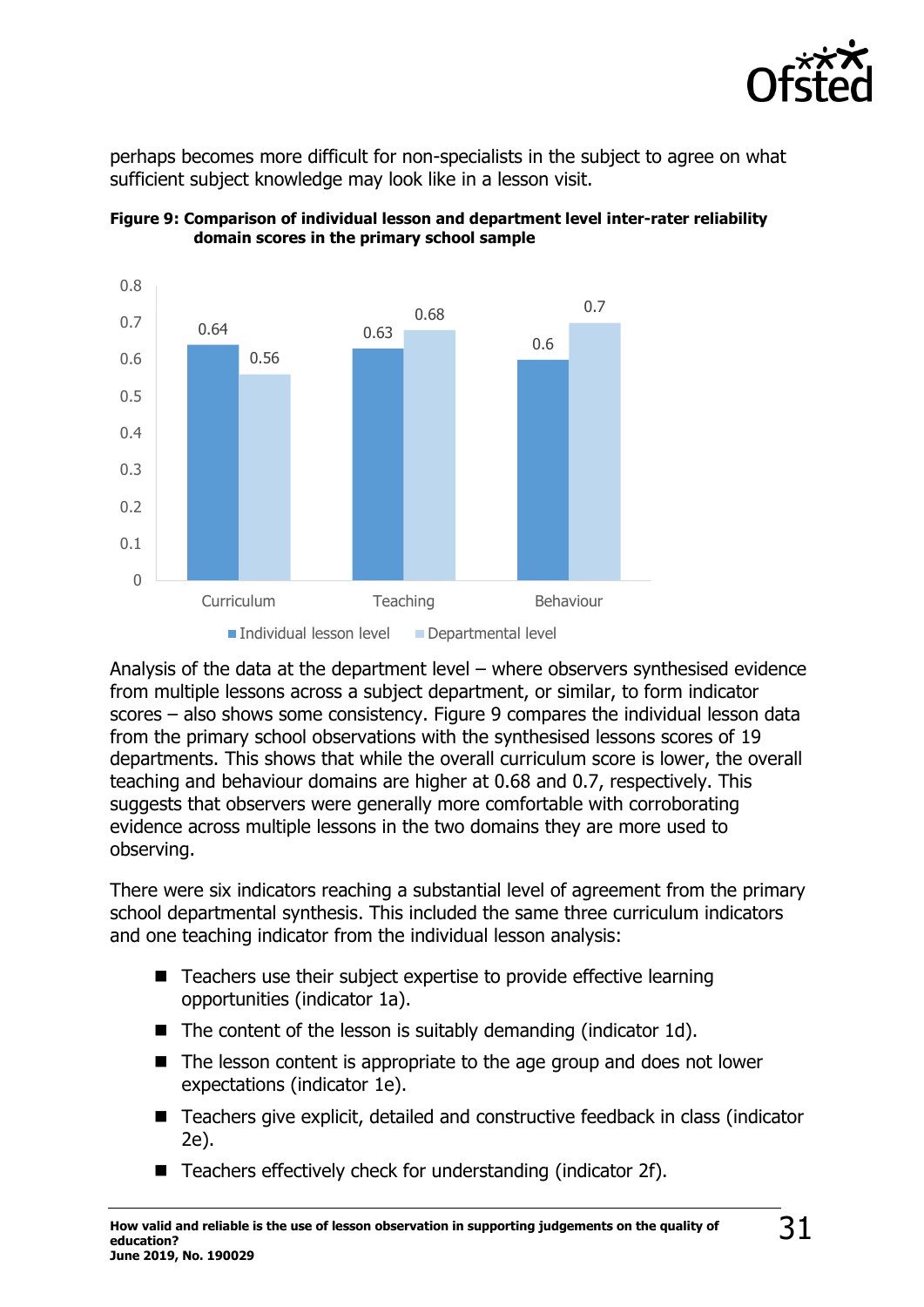perhaps becomes more difficult for non-specialists in the subject to agree on what sufficient subject knowledge may look like in a lesson visit.

**Figure 9: Comparison of individual lesson and department level inter-rater reliability domain scores in the primary school sample**

| | Individual lesson level | Departmental level |
|---|---|---|
| Curriculum | 0.64 | 0.56 |
| Teaching | 0.63 | 0.68 |
| Behaviour | 0.6 | 0.7 |

Analysis of the data at the department level – where observers synthesised evidence from multiple lessons across a subject department, or similar, to form indicator scores – also shows some consistency. Figure 9 compares the individual lesson data from the primary school observations with the synthesised lessons scores of 19 departments. This shows that while the overall curriculum score is lower, the overall teaching and behaviour domains are higher at 0.68 and 0.7, respectively. This suggests that observers were generally more comfortable with corroborating evidence across multiple lessons in the two domains they are more used to observing.

There were six indicators reaching a substantial level of agreement from the primary school departmental synthesis. This included the same three curriculum indicators and one teaching indicator from the individual lesson analysis:

- Teachers use their subject expertise to provide effective learning opportunities (indicator 1a).
- The content of the lesson is suitably demanding (indicator 1d).
- The lesson content is appropriate to the age group and does not lower expectations (indicator 1e).
- Teachers give explicit, detailed and constructive feedback in class (indicator 2e).
- Teachers effectively check for understanding (indicator 2f).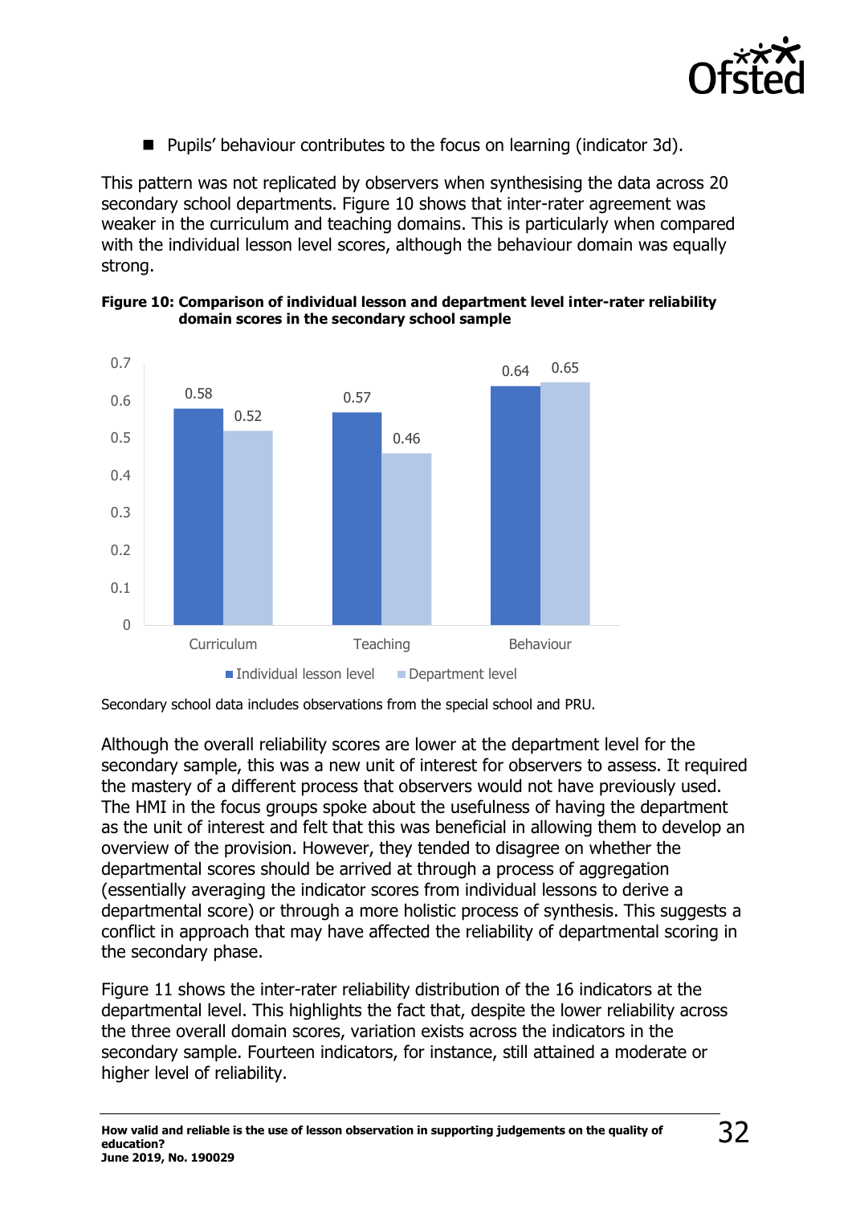- Pupils' behaviour contributes to the focus on learning (indicator 3d).

This pattern was not replicated by observers when synthesising the data across 20 secondary school departments. Figure 10 shows that inter-rater agreement was weaker in the curriculum and teaching domains. This is particularly when compared with the individual lesson level scores, although the behaviour domain was equally strong.

**Figure 10: Comparison of individual lesson and department level inter-rater reliability domain scores in the secondary school sample**

| | Individual lesson level | Department level |
|---|---|---|
| Curriculum | 0.58 | 0.52 |
| Teaching | 0.57 | 0.46 |
| Behaviour | 0.64 | 0.65 |

Secondary school data includes observations from the special school and PRU.

Although the overall reliability scores are lower at the department level for the secondary sample, this was a new unit of interest for observers to assess. It required the mastery of a different process that observers would not have previously used. The HMI in the focus groups spoke about the usefulness of having the department as the unit of interest and felt that this was beneficial in allowing them to develop an overview of the provision. However, they tended to disagree on whether the departmental scores should be arrived at through a process of aggregation (essentially averaging the indicator scores from individual lessons to derive a departmental score) or through a more holistic process of synthesis. This suggests a conflict in approach that may have affected the reliability of departmental scoring in the secondary phase.

Figure 11 shows the inter-rater reliability distribution of the 16 indicators at the departmental level. This highlights the fact that, despite the lower reliability across the three overall domain scores, variation exists across the indicators in the secondary sample. Fourteen indicators, for instance, still attained a moderate or higher level of reliability.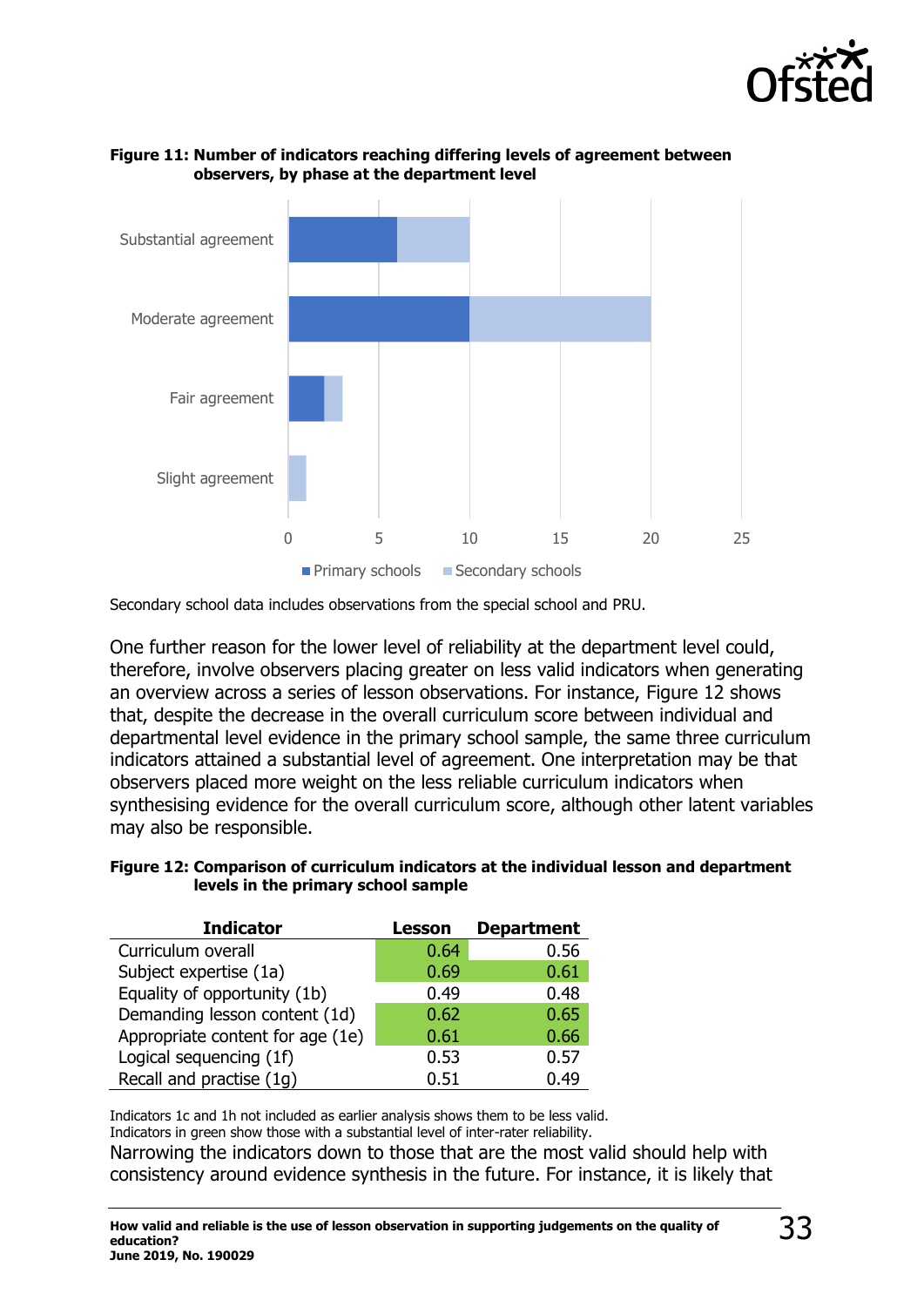**Figure 11: Number of indicators reaching differing levels of agreement between observers, by phase at the department level**

Secondary school data includes observations from the special school and PRU.

One further reason for the lower level of reliability at the department level could, therefore, involve observers placing greater on less valid indicators when generating an overview across a series of lesson observations. For instance, Figure 12 shows that, despite the decrease in the overall curriculum score between individual and departmental level evidence in the primary school sample, the same three curriculum indicators attained a substantial level of agreement. One interpretation may be that observers placed more weight on the less reliable curriculum indicators when synthesising evidence for the overall curriculum score, although other latent variables may also be responsible.

**Figure 12: Comparison of curriculum indicators at the individual lesson and department levels in the primary school sample**

| Indicator | Lesson | Department |
|---|---|---|
| Curriculum overall | 0.64 | 0.56 |
| Subject expertise (1a) | 0.69 | 0.61 |
| Equality of opportunity (1b) | 0.49 | 0.48 |
| Demanding lesson content (1d) | 0.62 | 0.65 |
| Appropriate content for age (1e) | 0.61 | 0.66 |
| Logical sequencing (1f) | 0.53 | 0.57 |
| Recall and practise (1g) | 0.51 | 0.49 |

Indicators 1c and 1h not included as earlier analysis shows them to be less valid.
Indicators in green show those with a substantial level of inter-rater reliability.

Narrowing the indicators down to those that are the most valid should help with consistency around evidence synthesis in the future. For instance, it is likely that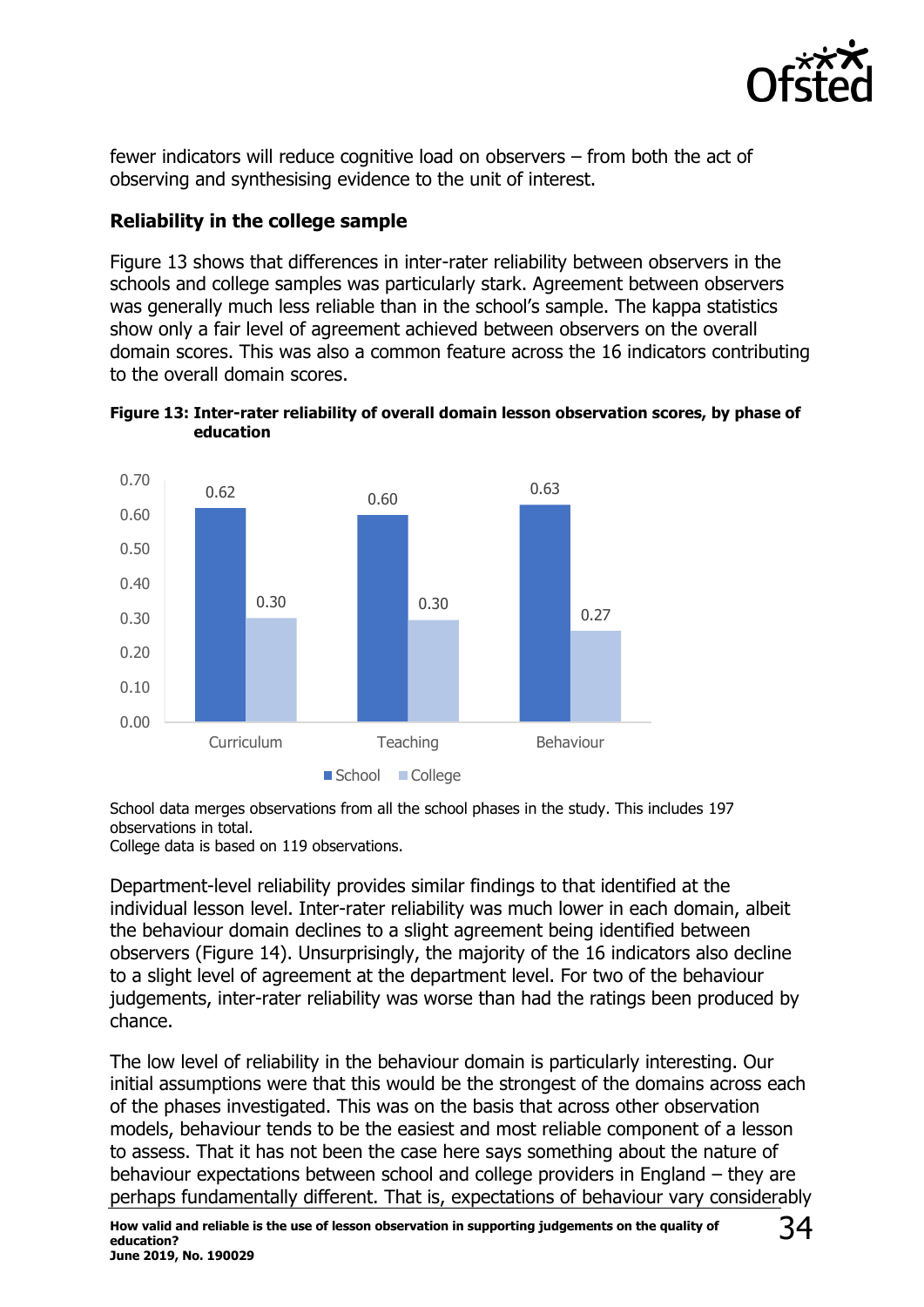fewer indicators will reduce cognitive load on observers – from both the act of observing and synthesising evidence to the unit of interest.

### Reliability in the college sample

Figure 13 shows that differences in inter-rater reliability between observers in the schools and college samples was particularly stark. Agreement between observers was generally much less reliable than in the school's sample. The kappa statistics show only a fair level of agreement achieved between observers on the overall domain scores. This was also a common feature across the 16 indicators contributing to the overall domain scores.

**Figure 13: Inter-rater reliability of overall domain lesson observation scores, by phase of education**

| | School | College |
|---|---|---|
| Curriculum | 0.62 | 0.30 |
| Teaching | 0.60 | 0.30 |
| Behaviour | 0.63 | 0.27 |

School data merges observations from all the school phases in the study. This includes 197 observations in total.
College data is based on 119 observations.

Department-level reliability provides similar findings to that identified at the individual lesson level. Inter-rater reliability was much lower in each domain, albeit the behaviour domain declines to a slight agreement being identified between observers (Figure 14). Unsurprisingly, the majority of the 16 indicators also decline to a slight level of agreement at the department level. For two of the behaviour judgements, inter-rater reliability was worse than had the ratings been produced by chance.

The low level of reliability in the behaviour domain is particularly interesting. Our initial assumptions were that this would be the strongest of the domains across each of the phases investigated. This was on the basis that across other observation models, behaviour tends to be the easiest and most reliable component of a lesson to assess. That it has not been the case here says something about the nature of behaviour expectations between school and college providers in England – they are perhaps fundamentally different. That is, expectations of behaviour vary considerably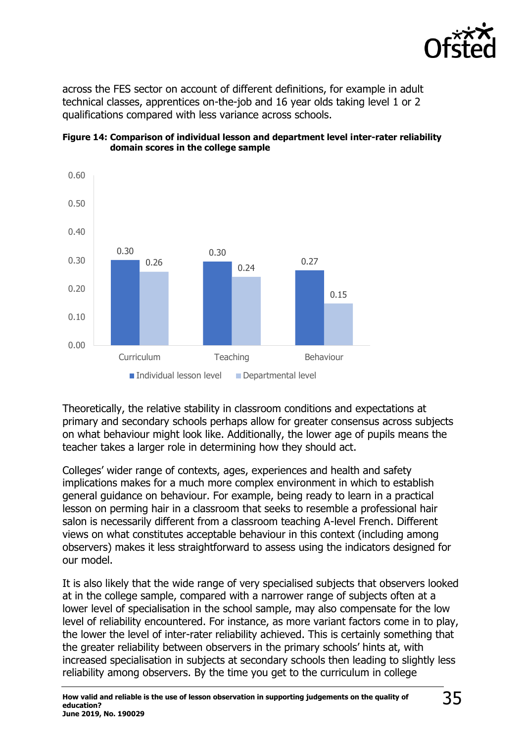across the FES sector on account of different definitions, for example in adult technical classes, apprentices on-the-job and 16 year olds taking level 1 or 2 qualifications compared with less variance across schools.

**Figure 14: Comparison of individual lesson and department level inter-rater reliability domain scores in the college sample**

| | Individual lesson level | Departmental level |
|---|---|---|
| Curriculum | 0.30 | 0.26 |
| Teaching | 0.30 | 0.24 |
| Behaviour | 0.27 | 0.15 |

Theoretically, the relative stability in classroom conditions and expectations at primary and secondary schools perhaps allow for greater consensus across subjects on what behaviour might look like. Additionally, the lower age of pupils means the teacher takes a larger role in determining how they should act.

Colleges' wider range of contexts, ages, experiences and health and safety implications makes for a much more complex environment in which to establish general guidance on behaviour. For example, being ready to learn in a practical lesson on perming hair in a classroom that seeks to resemble a professional hair salon is necessarily different from a classroom teaching A-level French. Different views on what constitutes acceptable behaviour in this context (including among observers) makes it less straightforward to assess using the indicators designed for our model.

It is also likely that the wide range of very specialised subjects that observers looked at in the college sample, compared with a narrower range of subjects often at a lower level of specialisation in the school sample, may also compensate for the low level of reliability encountered. For instance, as more variant factors come in to play, the lower the level of inter-rater reliability achieved. This is certainly something that the greater reliability between observers in the primary schools' hints at, with increased specialisation in subjects at secondary schools then leading to slightly less reliability among observers. By the time you get to the curriculum in college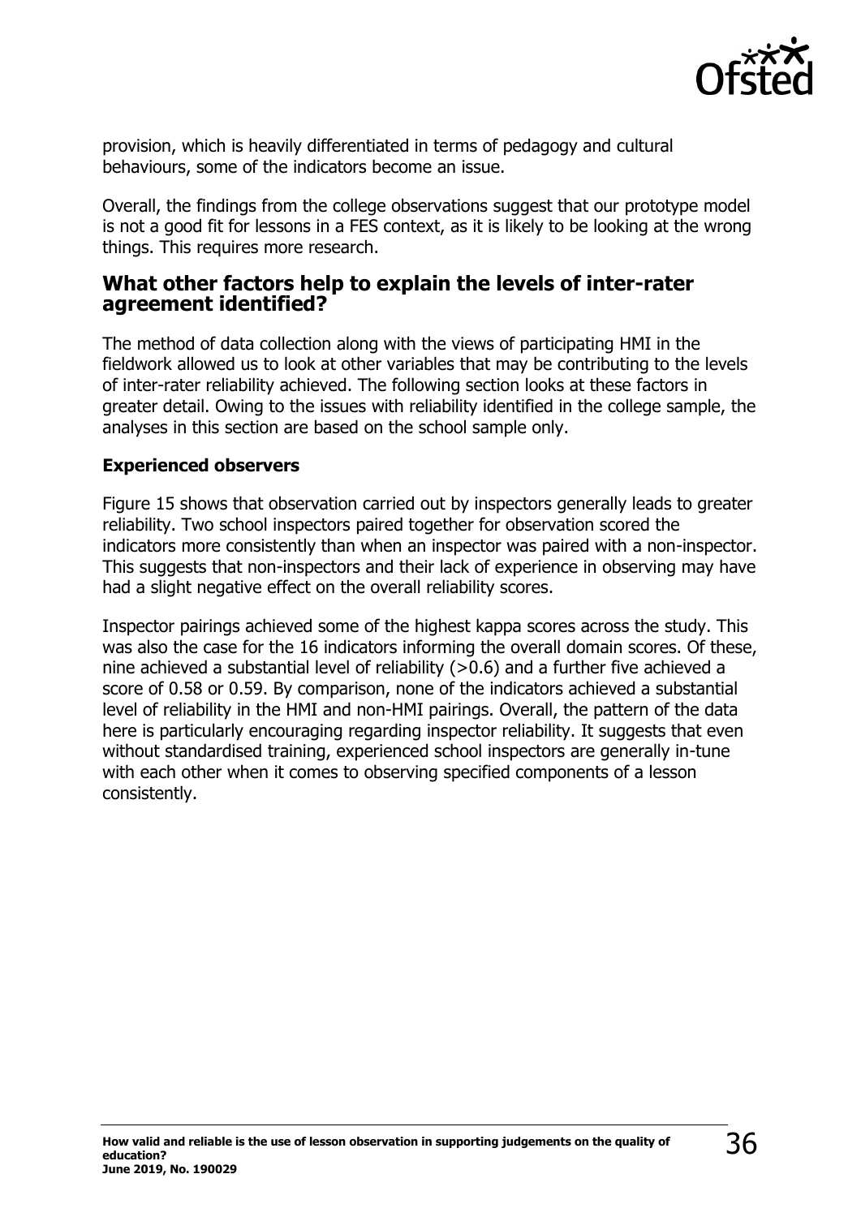provision, which is heavily differentiated in terms of pedagogy and cultural behaviours, some of the indicators become an issue.

Overall, the findings from the college observations suggest that our prototype model is not a good fit for lessons in a FES context, as it is likely to be looking at the wrong things. This requires more research.

## What other factors help to explain the levels of inter-rater agreement identified?

The method of data collection along with the views of participating HMI in the fieldwork allowed us to look at other variables that may be contributing to the levels of inter-rater reliability achieved. The following section looks at these factors in greater detail. Owing to the issues with reliability identified in the college sample, the analyses in this section are based on the school sample only.

### Experienced observers

Figure 15 shows that observation carried out by inspectors generally leads to greater reliability. Two school inspectors paired together for observation scored the indicators more consistently than when an inspector was paired with a non-inspector. This suggests that non-inspectors and their lack of experience in observing may have had a slight negative effect on the overall reliability scores.

Inspector pairings achieved some of the highest kappa scores across the study. This was also the case for the 16 indicators informing the overall domain scores. Of these, nine achieved a substantial level of reliability (>0.6) and a further five achieved a score of 0.58 or 0.59. By comparison, none of the indicators achieved a substantial level of reliability in the HMI and non-HMI pairings. Overall, the pattern of the data here is particularly encouraging regarding inspector reliability. It suggests that even without standardised training, experienced school inspectors are generally in-tune with each other when it comes to observing specified components of a lesson consistently.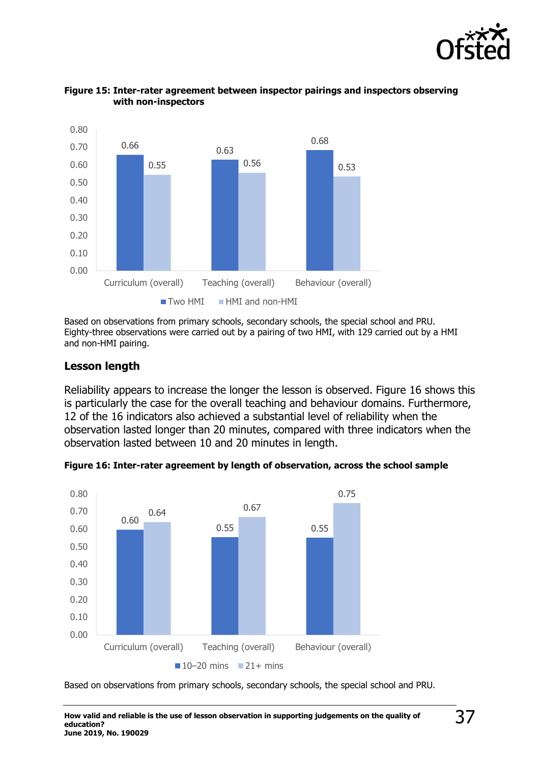**Figure 15: Inter-rater agreement between inspector pairings and inspectors observing with non-inspectors**

| | Two HMI | HMI and non-HMI |
|---|---|---|
| Curriculum (overall) | 0.66 | 0.55 |
| Teaching (overall) | 0.63 | 0.56 |
| Behaviour (overall) | 0.68 | 0.53 |

Based on observations from primary schools, secondary schools, the special school and PRU. Eighty-three observations were carried out by a pairing of two HMI, with 129 carried out by a HMI and non-HMI pairing.

## Lesson length

Reliability appears to increase the longer the lesson is observed. Figure 16 shows this is particularly the case for the overall teaching and behaviour domains. Furthermore, 12 of the 16 indicators also achieved a substantial level of reliability when the observation lasted longer than 20 minutes, compared with three indicators when the observation lasted between 10 and 20 minutes in length.

**Figure 16: Inter-rater agreement by length of observation, across the school sample**

| | 10–20 mins | 21+ mins |
|---|---|---|
| Curriculum (overall) | 0.60 | 0.64 |
| Teaching (overall) | 0.55 | 0.67 |
| Behaviour (overall) | 0.55 | 0.75 |

Based on observations from primary schools, secondary schools, the special school and PRU.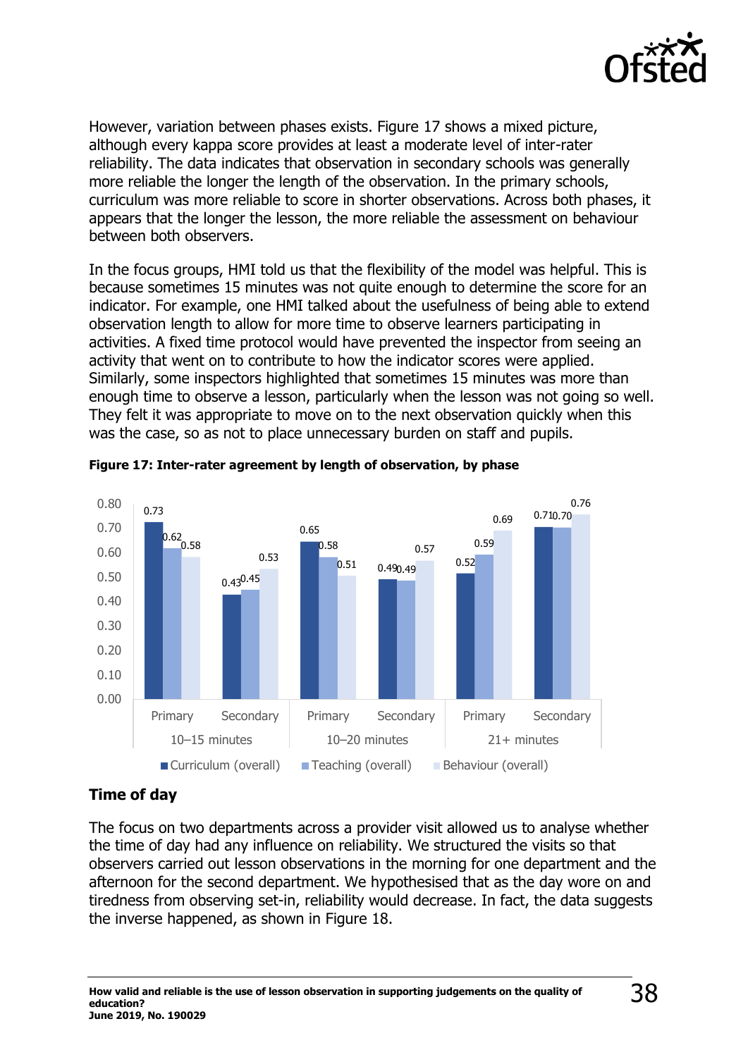However, variation between phases exists. Figure 17 shows a mixed picture, although every kappa score provides at least a moderate level of inter-rater reliability. The data indicates that observation in secondary schools was generally more reliable the longer the length of the observation. In the primary schools, curriculum was more reliable to score in shorter observations. Across both phases, it appears that the longer the lesson, the more reliable the assessment on behaviour between both observers.

In the focus groups, HMI told us that the flexibility of the model was helpful. This is because sometimes 15 minutes was not quite enough to determine the score for an indicator. For example, one HMI talked about the usefulness of being able to extend observation length to allow for more time to observe learners participating in activities. A fixed time protocol would have prevented the inspector from seeing an activity that went on to contribute to how the indicator scores were applied. Similarly, some inspectors highlighted that sometimes 15 minutes was more than enough time to observe a lesson, particularly when the lesson was not going so well. They felt it was appropriate to move on to the next observation quickly when this was the case, so as not to place unnecessary burden on staff and pupils.

**Figure 17: Inter-rater agreement by length of observation, by phase**

| Length of observation | Phase | Curriculum (overall) | Teaching (overall) | Behaviour (overall) |
|---|---|---|---|---|
| 10–15 minutes | Primary | 0.73 | 0.62 | 0.58 |
| | Secondary | 0.43 | 0.45 | 0.53 |
| 10–20 minutes | Primary | 0.65 | 0.58 | 0.51 |
| | Secondary | 0.49 | 0.49 | 0.57 |
| 21+ minutes | Primary | 0.52 | 0.59 | 0.69 |
| | Secondary | 0.71 | 0.70 | 0.76 |

## Time of day

The focus on two departments across a provider visit allowed us to analyse whether the time of day had any influence on reliability. We structured the visits so that observers carried out lesson observations in the morning for one department and the afternoon for the second department. We hypothesised that as the day wore on and tiredness from observing set-in, reliability would decrease. In fact, the data suggests the inverse happened, as shown in Figure 18.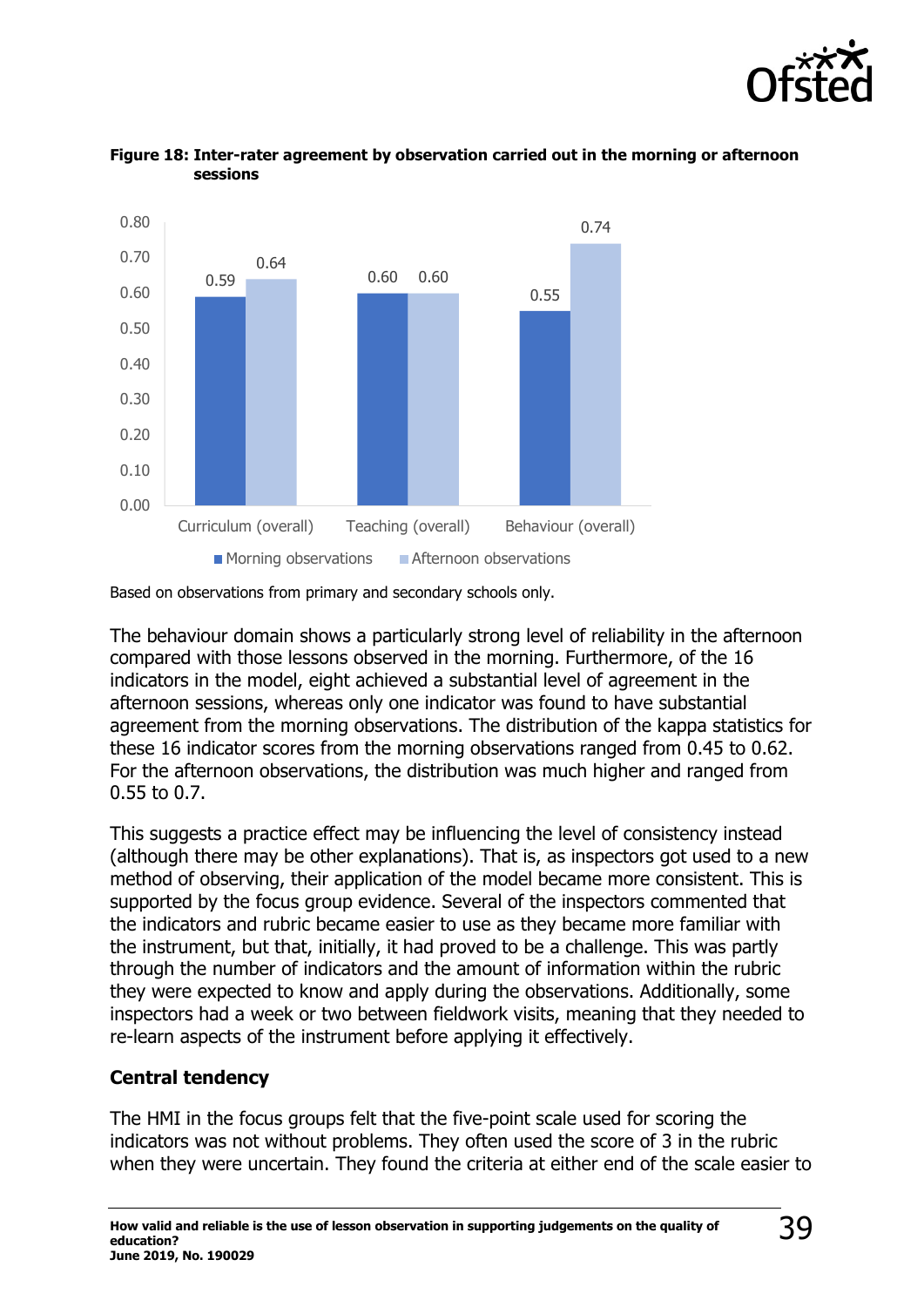**Figure 18: Inter-rater agreement by observation carried out in the morning or afternoon sessions**

| | Morning observations | Afternoon observations |
|---|---|---|
| Curriculum (overall) | 0.59 | 0.64 |
| Teaching (overall) | 0.60 | 0.60 |
| Behaviour (overall) | 0.55 | 0.74 |

Based on observations from primary and secondary schools only.

The behaviour domain shows a particularly strong level of reliability in the afternoon compared with those lessons observed in the morning. Furthermore, of the 16 indicators in the model, eight achieved a substantial level of agreement in the afternoon sessions, whereas only one indicator was found to have substantial agreement from the morning observations. The distribution of the kappa statistics for these 16 indicator scores from the morning observations ranged from 0.45 to 0.62. For the afternoon observations, the distribution was much higher and ranged from 0.55 to 0.7.

This suggests a practice effect may be influencing the level of consistency instead (although there may be other explanations). That is, as inspectors got used to a new method of observing, their application of the model became more consistent. This is supported by the focus group evidence. Several of the inspectors commented that the indicators and rubric became easier to use as they became more familiar with the instrument, but that, initially, it had proved to be a challenge. This was partly through the number of indicators and the amount of information within the rubric they were expected to know and apply during the observations. Additionally, some inspectors had a week or two between fieldwork visits, meaning that they needed to re-learn aspects of the instrument before applying it effectively.

### Central tendency

The HMI in the focus groups felt that the five-point scale used for scoring the indicators was not without problems. They often used the score of 3 in the rubric when they were uncertain. They found the criteria at either end of the scale easier to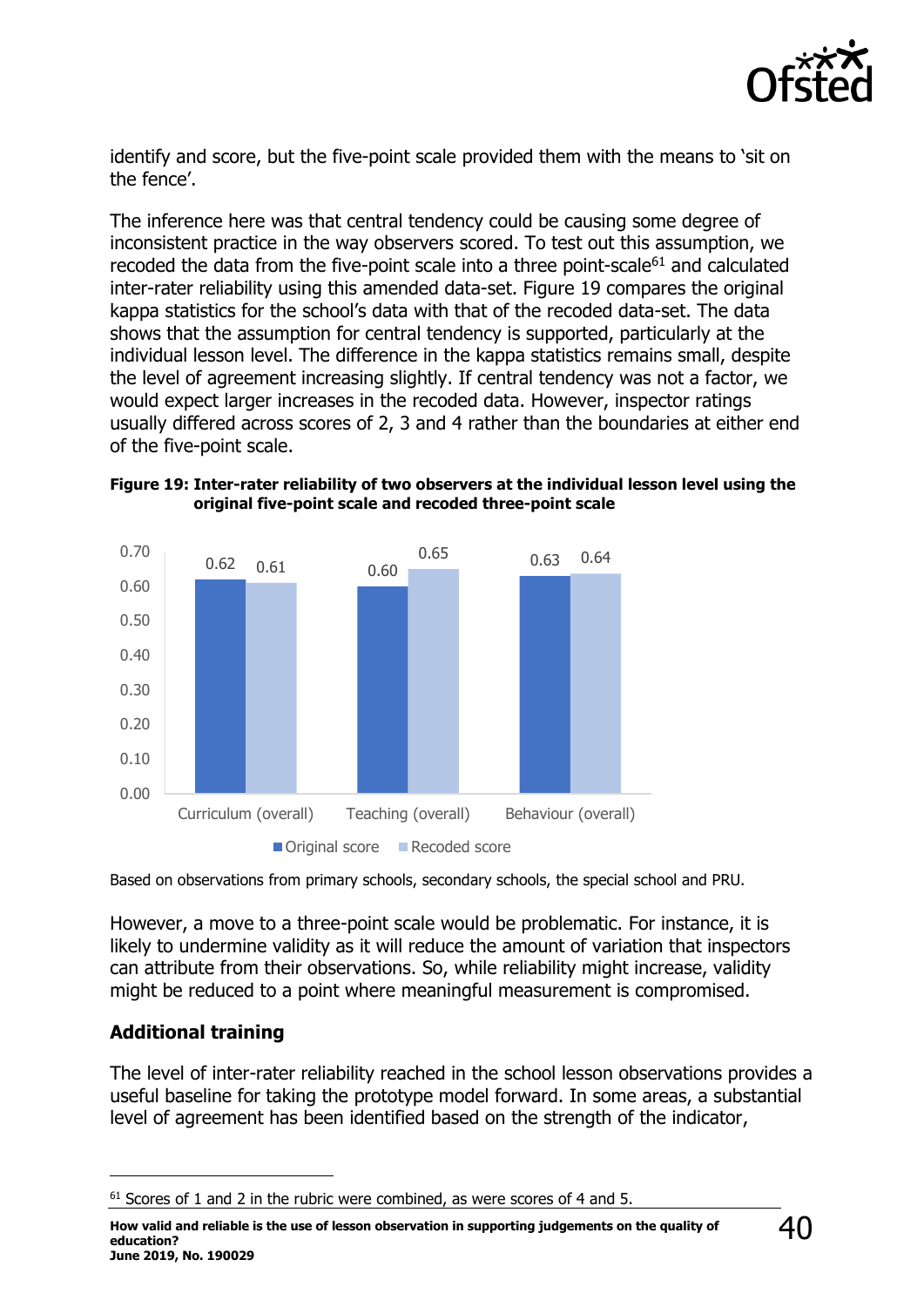identify and score, but the five-point scale provided them with the means to 'sit on the fence'.

The inference here was that central tendency could be causing some degree of inconsistent practice in the way observers scored. To test out this assumption, we recoded the data from the five-point scale into a three point-scale[61] and calculated inter-rater reliability using this amended data-set. Figure 19 compares the original kappa statistics for the school's data with that of the recoded data-set. The data shows that the assumption for central tendency is supported, particularly at the individual lesson level. The difference in the kappa statistics remains small, despite the level of agreement increasing slightly. If central tendency was not a factor, we would expect larger increases in the recoded data. However, inspector ratings usually differed across scores of 2, 3 and 4 rather than the boundaries at either end of the five-point scale.

**Figure 19: Inter-rater reliability of two observers at the individual lesson level using the original five-point scale and recoded three-point scale**

| | Original score | Recoded score |
|---|---|---|
| Curriculum (overall) | 0.62 | 0.61 |
| Teaching (overall) | 0.60 | 0.65 |
| Behaviour (overall) | 0.63 | 0.64 |

Based on observations from primary schools, secondary schools, the special school and PRU.

However, a move to a three-point scale would be problematic. For instance, it is likely to undermine validity as it will reduce the amount of variation that inspectors can attribute from their observations. So, while reliability might increase, validity might be reduced to a point where meaningful measurement is compromised.

## Additional training

The level of inter-rater reliability reached in the school lesson observations provides a useful baseline for taking the prototype model forward. In some areas, a substantial level of agreement has been identified based on the strength of the indicator,

[61] Scores of 1 and 2 in the rubric were combined, as were scores of 4 and 5.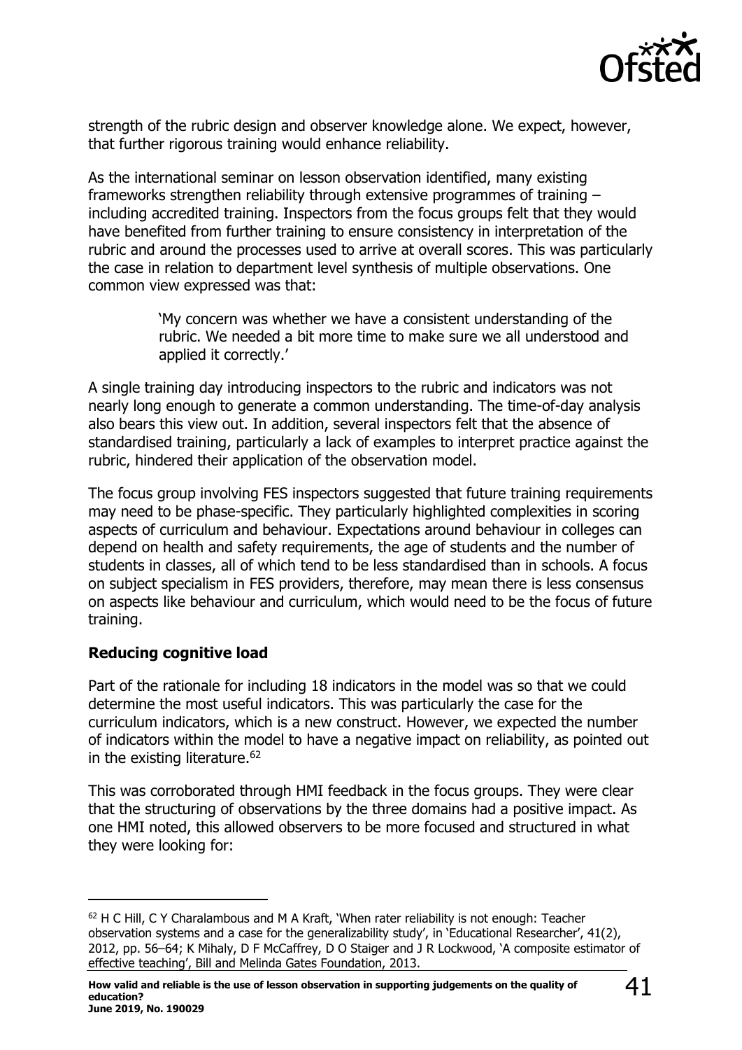strength of the rubric design and observer knowledge alone. We expect, however, that further rigorous training would enhance reliability.

As the international seminar on lesson observation identified, many existing frameworks strengthen reliability through extensive programmes of training – including accredited training. Inspectors from the focus groups felt that they would have benefited from further training to ensure consistency in interpretation of the rubric and around the processes used to arrive at overall scores. This was particularly the case in relation to department level synthesis of multiple observations. One common view expressed was that:

> 'My concern was whether we have a consistent understanding of the rubric. We needed a bit more time to make sure we all understood and applied it correctly.'

A single training day introducing inspectors to the rubric and indicators was not nearly long enough to generate a common understanding. The time-of-day analysis also bears this view out. In addition, several inspectors felt that the absence of standardised training, particularly a lack of examples to interpret practice against the rubric, hindered their application of the observation model.

The focus group involving FES inspectors suggested that future training requirements may need to be phase-specific. They particularly highlighted complexities in scoring aspects of curriculum and behaviour. Expectations around behaviour in colleges can depend on health and safety requirements, the age of students and the number of students in classes, all of which tend to be less standardised than in schools. A focus on subject specialism in FES providers, therefore, may mean there is less consensus on aspects like behaviour and curriculum, which would need to be the focus of future training.

**Reducing cognitive load**

Part of the rationale for including 18 indicators in the model was so that we could determine the most useful indicators. This was particularly the case for the curriculum indicators, which is a new construct. However, we expected the number of indicators within the model to have a negative impact on reliability, as pointed out in the existing literature.[62]

This was corroborated through HMI feedback in the focus groups. They were clear that the structuring of observations by the three domains had a positive impact. As one HMI noted, this allowed observers to be more focused and structured in what they were looking for:

---

[62] H C Hill, C Y Charalambous and M A Kraft, 'When rater reliability is not enough: Teacher observation systems and a case for the generalizability study', in 'Educational Researcher', 41(2), 2012, pp. 56–64; K Mihaly, D F McCaffrey, D O Staiger and J R Lockwood, 'A composite estimator of effective teaching', Bill and Melinda Gates Foundation, 2013.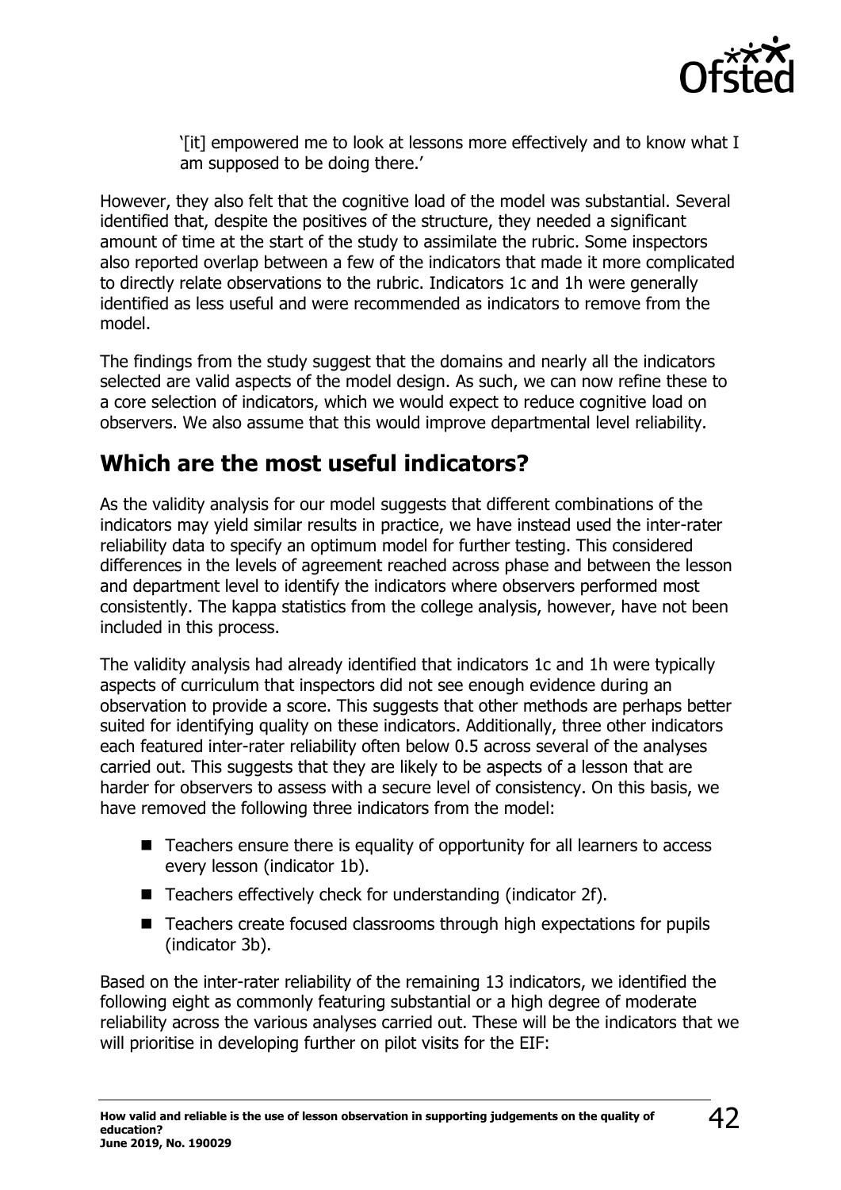> '[it] empowered me to look at lessons more effectively and to know what I am supposed to be doing there.'

However, they also felt that the cognitive load of the model was substantial. Several identified that, despite the positives of the structure, they needed a significant amount of time at the start of the study to assimilate the rubric. Some inspectors also reported overlap between a few of the indicators that made it more complicated to directly relate observations to the rubric. Indicators 1c and 1h were generally identified as less useful and were recommended as indicators to remove from the model.

The findings from the study suggest that the domains and nearly all the indicators selected are valid aspects of the model design. As such, we can now refine these to a core selection of indicators, which we would expect to reduce cognitive load on observers. We also assume that this would improve departmental level reliability.

## Which are the most useful indicators?

As the validity analysis for our model suggests that different combinations of the indicators may yield similar results in practice, we have instead used the inter-rater reliability data to specify an optimum model for further testing. This considered differences in the levels of agreement reached across phase and between the lesson and department level to identify the indicators where observers performed most consistently. The kappa statistics from the college analysis, however, have not been included in this process.

The validity analysis had already identified that indicators 1c and 1h were typically aspects of curriculum that inspectors did not see enough evidence during an observation to provide a score. This suggests that other methods are perhaps better suited for identifying quality on these indicators. Additionally, three other indicators each featured inter-rater reliability often below 0.5 across several of the analyses carried out. This suggests that they are likely to be aspects of a lesson that are harder for observers to assess with a secure level of consistency. On this basis, we have removed the following three indicators from the model:

- Teachers ensure there is equality of opportunity for all learners to access every lesson (indicator 1b).
- Teachers effectively check for understanding (indicator 2f).
- Teachers create focused classrooms through high expectations for pupils (indicator 3b).

Based on the inter-rater reliability of the remaining 13 indicators, we identified the following eight as commonly featuring substantial or a high degree of moderate reliability across the various analyses carried out. These will be the indicators that we will prioritise in developing further on pilot visits for the EIF: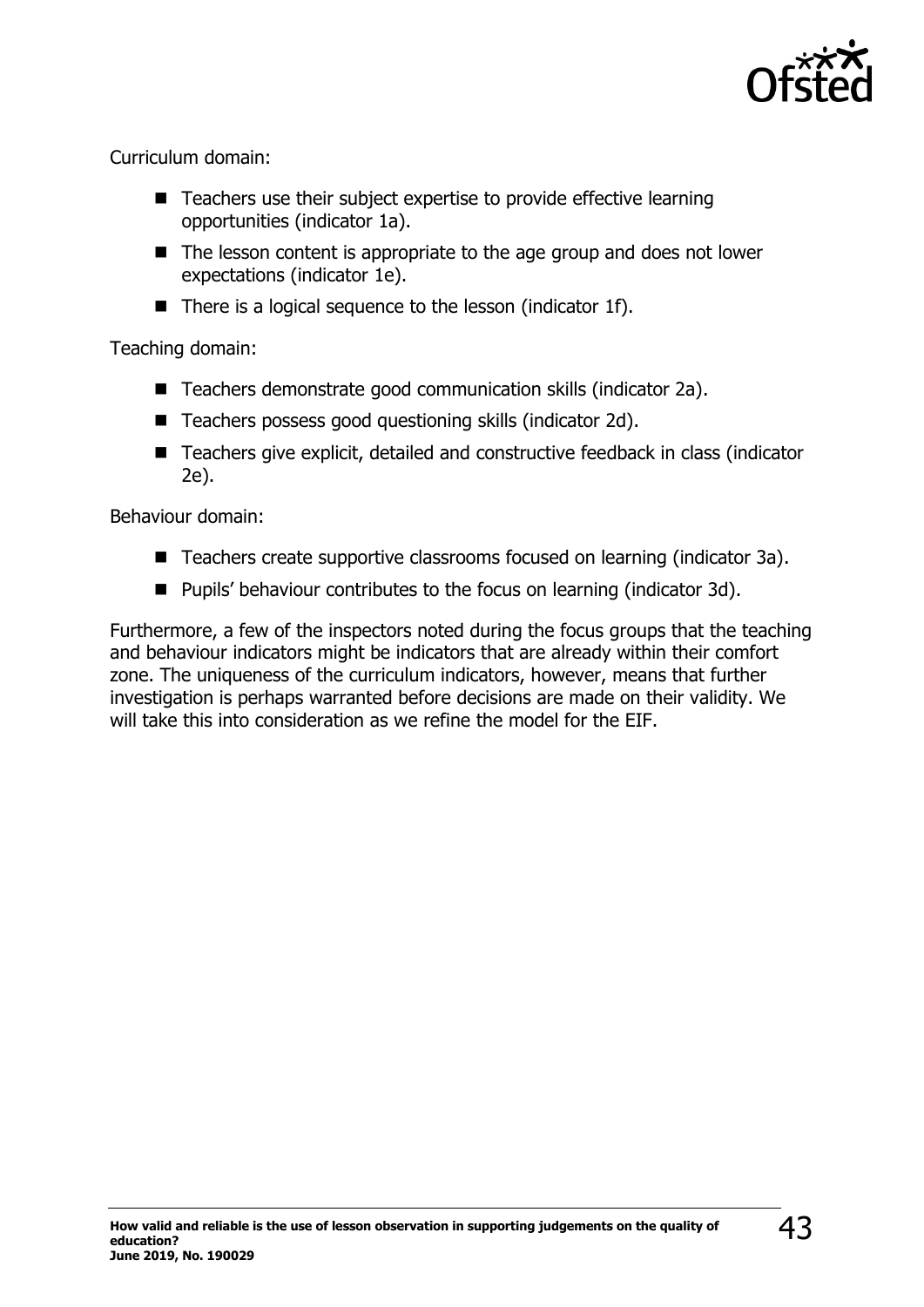Curriculum domain:

- Teachers use their subject expertise to provide effective learning opportunities (indicator 1a).
- The lesson content is appropriate to the age group and does not lower expectations (indicator 1e).
- There is a logical sequence to the lesson (indicator 1f).

Teaching domain:

- Teachers demonstrate good communication skills (indicator 2a).
- Teachers possess good questioning skills (indicator 2d).
- Teachers give explicit, detailed and constructive feedback in class (indicator 2e).

Behaviour domain:

- Teachers create supportive classrooms focused on learning (indicator 3a).
- Pupils' behaviour contributes to the focus on learning (indicator 3d).

Furthermore, a few of the inspectors noted during the focus groups that the teaching and behaviour indicators might be indicators that are already within their comfort zone. The uniqueness of the curriculum indicators, however, means that further investigation is perhaps warranted before decisions are made on their validity. We will take this into consideration as we refine the model for the EIF.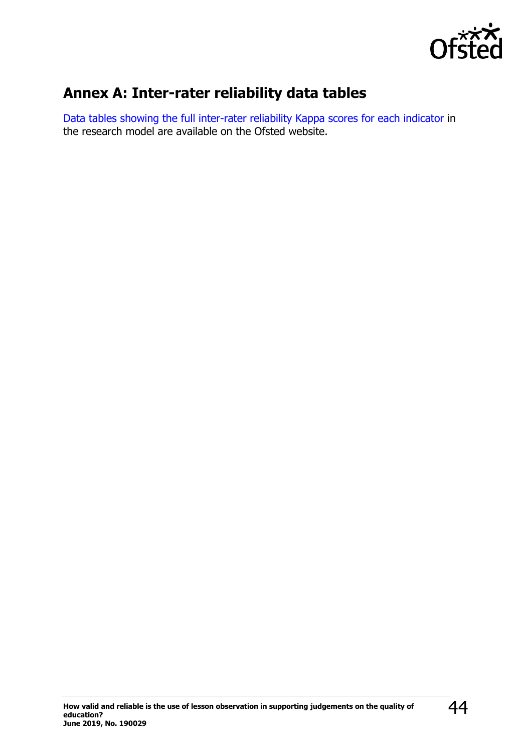## Annex A: Inter-rater reliability data tables

Data tables showing the full inter-rater reliability Kappa scores for each indicator in the research model are available on the Ofsted website.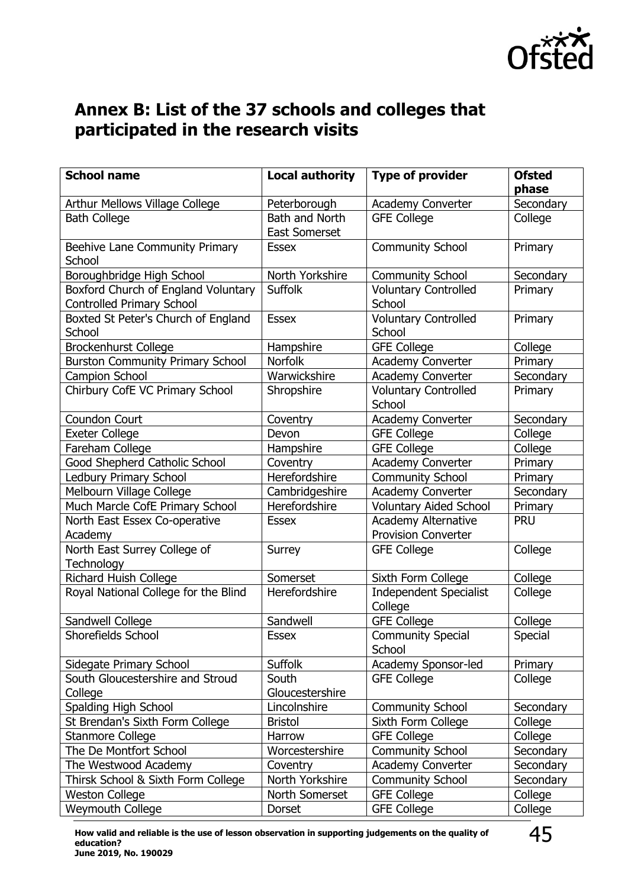## Annex B: List of the 37 schools and colleges that participated in the research visits

| School name | Local authority | Type of provider | Ofsted phase |
| --- | --- | --- | --- |
| Arthur Mellows Village College | Peterborough | Academy Converter | Secondary |
| Bath College | Bath and North East Somerset | GFE College | College |
| Beehive Lane Community Primary School | Essex | Community School | Primary |
| Boroughbridge High School | North Yorkshire | Community School | Secondary |
| Boxford Church of England Voluntary Controlled Primary School | Suffolk | Voluntary Controlled School | Primary |
| Boxted St Peter's Church of England School | Essex | Voluntary Controlled School | Primary |
| Brockenhurst College | Hampshire | GFE College | College |
| Burston Community Primary School | Norfolk | Academy Converter | Primary |
| Campion School | Warwickshire | Academy Converter | Secondary |
| Chirbury CofE VC Primary School | Shropshire | Voluntary Controlled School | Primary |
| Coundon Court | Coventry | Academy Converter | Secondary |
| Exeter College | Devon | GFE College | College |
| Fareham College | Hampshire | GFE College | College |
| Good Shepherd Catholic School | Coventry | Academy Converter | Primary |
| Ledbury Primary School | Herefordshire | Community School | Primary |
| Melbourn Village College | Cambridgeshire | Academy Converter | Secondary |
| Much Marcle CofE Primary School | Herefordshire | Voluntary Aided School | Primary |
| North East Essex Co-operative Academy | Essex | Academy Alternative Provision Converter | PRU |
| North East Surrey College of Technology | Surrey | GFE College | College |
| Richard Huish College | Somerset | Sixth Form College | College |
| Royal National College for the Blind | Herefordshire | Independent Specialist College | College |
| Sandwell College | Sandwell | GFE College | College |
| Shorefields School | Essex | Community Special School | Special |
| Sidegate Primary School | Suffolk | Academy Sponsor-led | Primary |
| South Gloucestershire and Stroud College | South Gloucestershire | GFE College | College |
| Spalding High School | Lincolnshire | Community School | Secondary |
| St Brendan's Sixth Form College | Bristol | Sixth Form College | College |
| Stanmore College | Harrow | GFE College | College |
| The De Montfort School | Worcestershire | Community School | Secondary |
| The Westwood Academy | Coventry | Academy Converter | Secondary |
| Thirsk School & Sixth Form College | North Yorkshire | Community School | Secondary |
| Weston College | North Somerset | GFE College | College |
| Weymouth College | Dorset | GFE College | College |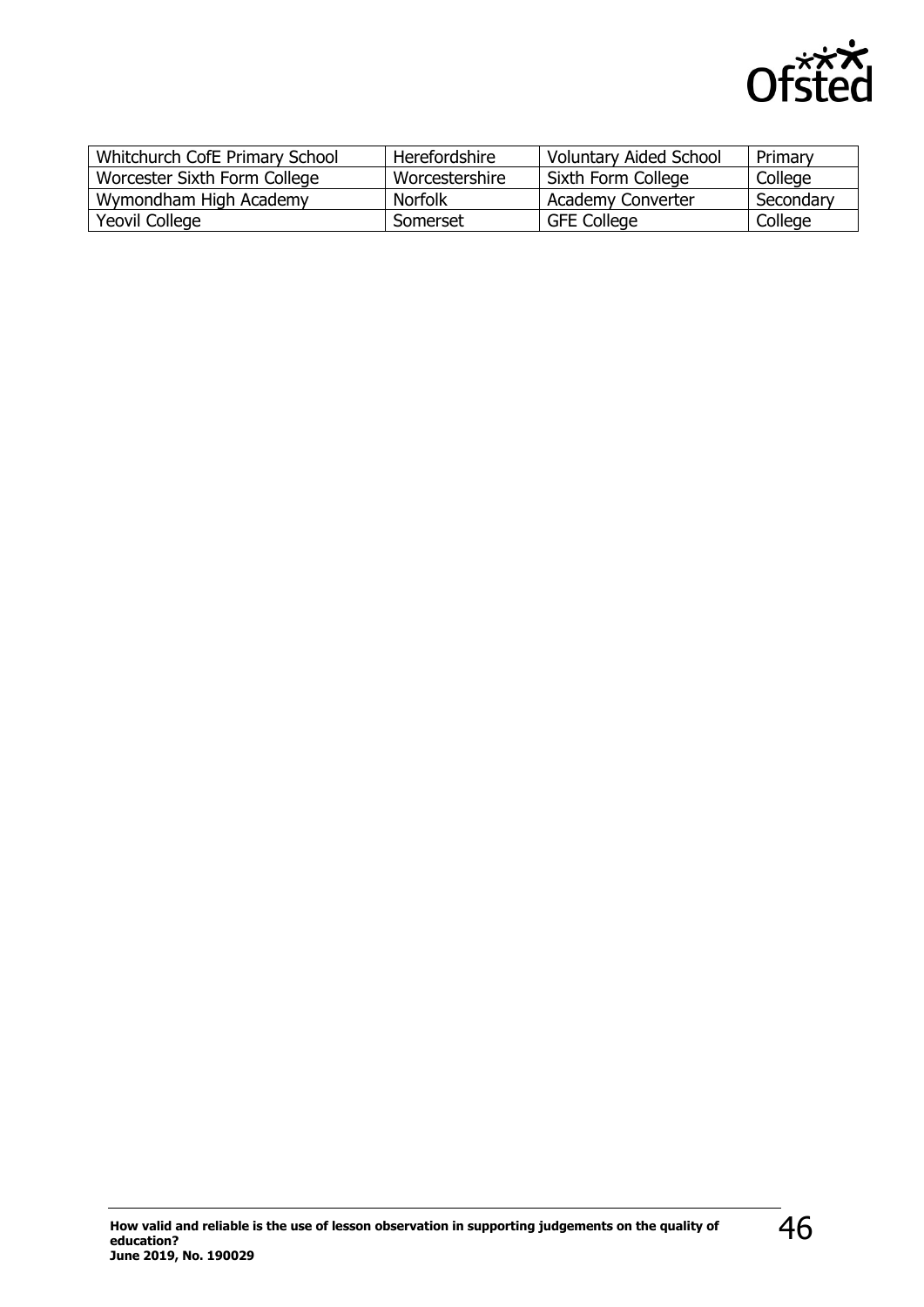| Whitchurch CofE Primary School | Herefordshire | Voluntary Aided School | Primary |
|---|---|---|---|
| Worcester Sixth Form College | Worcestershire | Sixth Form College | College |
| Wymondham High Academy | Norfolk | Academy Converter | Secondary |
| Yeovil College | Somerset | GFE College | College |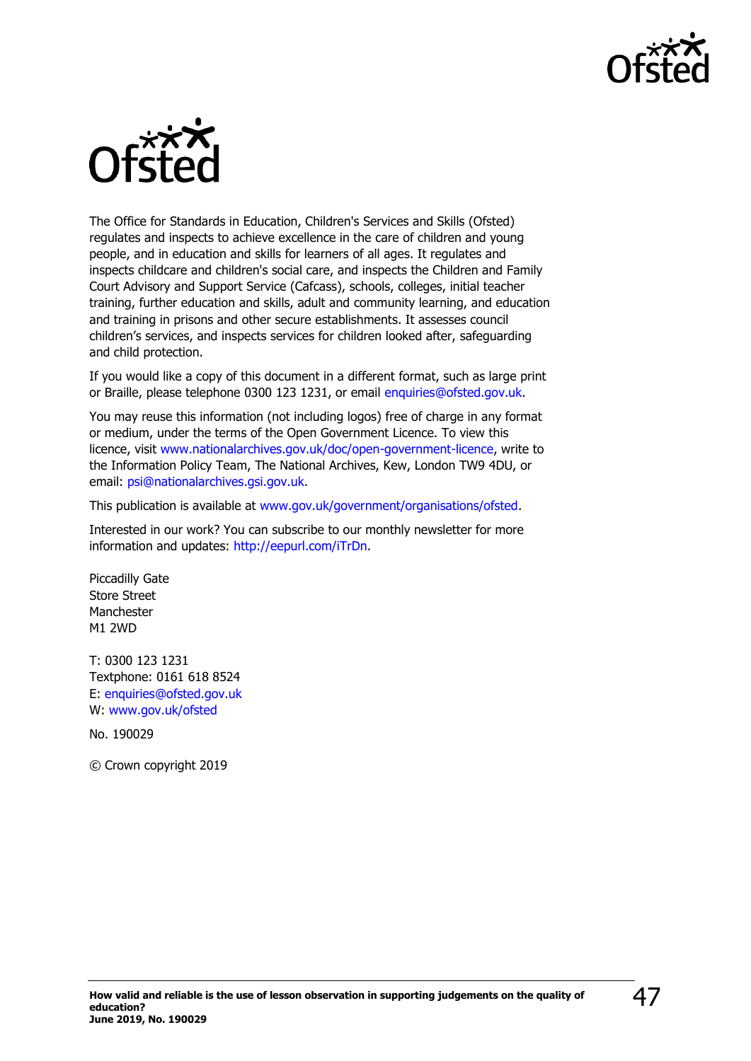The Office for Standards in Education, Children's Services and Skills (Ofsted) regulates and inspects to achieve excellence in the care of children and young people, and in education and skills for learners of all ages. It regulates and inspects childcare and children's social care, and inspects the Children and Family Court Advisory and Support Service (Cafcass), schools, colleges, initial teacher training, further education and skills, adult and community learning, and education and training in prisons and other secure establishments. It assesses council children's services, and inspects services for children looked after, safeguarding and child protection.

If you would like a copy of this document in a different format, such as large print or Braille, please telephone 0300 123 1231, or email enquiries@ofsted.gov.uk.

You may reuse this information (not including logos) free of charge in any format or medium, under the terms of the Open Government Licence. To view this licence, visit www.nationalarchives.gov.uk/doc/open-government-licence, write to the Information Policy Team, The National Archives, Kew, London TW9 4DU, or email: psi@nationalarchives.gsi.gov.uk.

This publication is available at www.gov.uk/government/organisations/ofsted.

Interested in our work? You can subscribe to our monthly newsletter for more information and updates: http://eepurl.com/iTrDn.

Piccadilly Gate
Store Street
Manchester
M1 2WD

T: 0300 123 1231
Textphone: 0161 618 8524
E: enquiries@ofsted.gov.uk
W: www.gov.uk/ofsted

No. 190029

© Crown copyright 2019